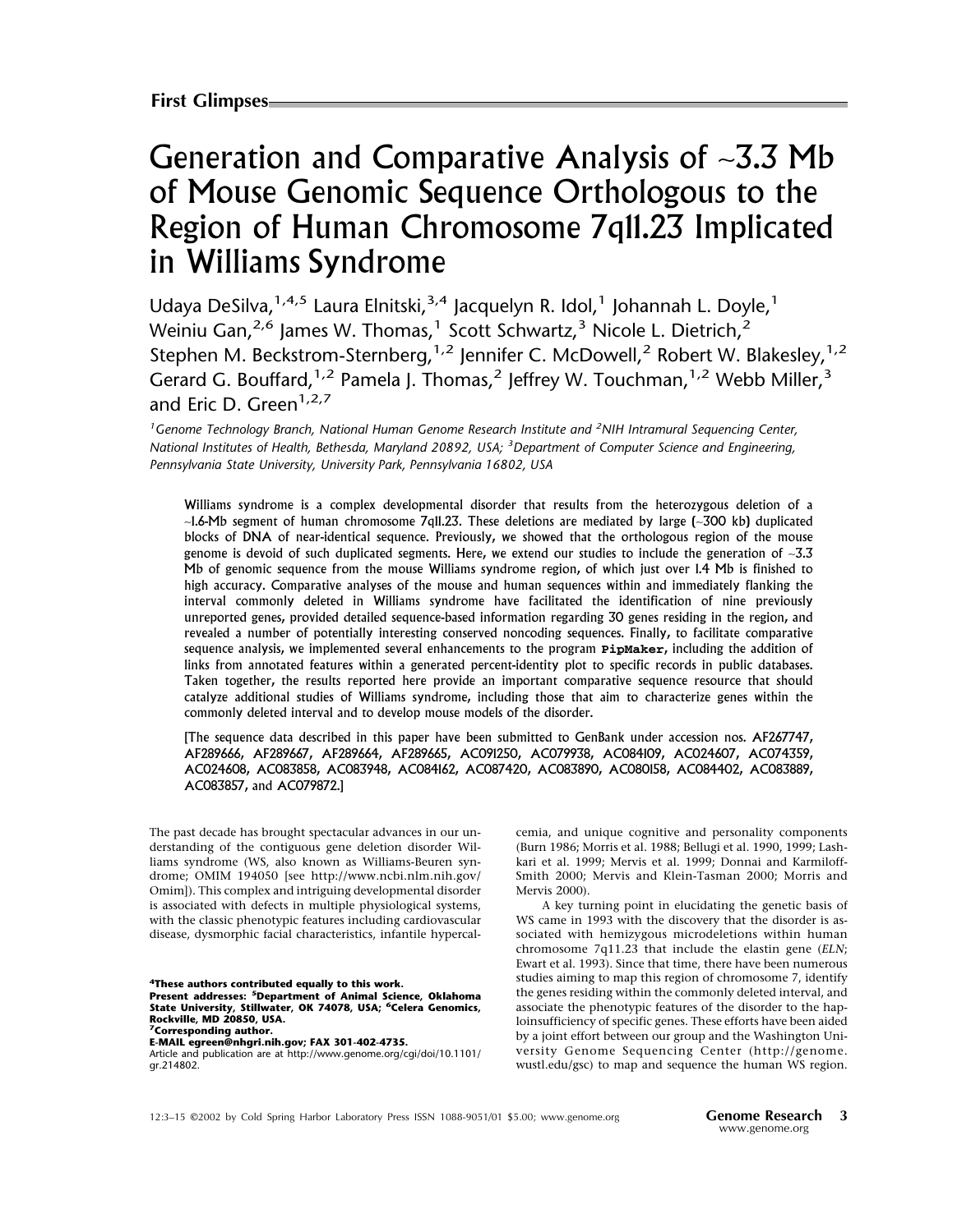First Glimpses

# Generation and Comparative Analysis of ~3.3 Mb of Mouse Genomic Sequence Orthologous to the Region of Human Chromosome 7q11.23 Implicated in Williams Syndrome

Udaya DeSilva,[1,4,5] Laura Elnitski,[3,4] Jacquelyn R. Idol,[1] Johannah L. Doyle,[1] Weiniu Gan,[2,6] James W. Thomas,[1] Scott Schwartz,[3] Nicole L. Dietrich,[2] Stephen M. Beckstrom-Sternberg,[1,2] Jennifer C. McDowell,[2] Robert W. Blakesley,[1,2] Gerard G. Bouffard,[1,2] Pamela J. Thomas,[2] Jeffrey W. Touchman,[1,2] Webb Miller,[3] and Eric D. Green[1,2,7]

[1]Genome Technology Branch, National Human Genome Research Institute and [2]NIH Intramural Sequencing Center, National Institutes of Health, Bethesda, Maryland 20892, USA; [3]Department of Computer Science and Engineering, Pennsylvania State University, University Park, Pennsylvania 16802, USA

Williams syndrome is a complex developmental disorder that results from the heterozygous deletion of a ~1.6-Mb segment of human chromosome 7q11.23. These deletions are mediated by large (~300 kb) duplicated blocks of DNA of near-identical sequence. Previously, we showed that the orthologous region of the mouse genome is devoid of such duplicated segments. Here, we extend our studies to include the generation of ~3.3 Mb of genomic sequence from the mouse Williams syndrome region, of which just over 1.4 Mb is finished to high accuracy. Comparative analyses of the mouse and human sequences within and immediately flanking the interval commonly deleted in Williams syndrome have facilitated the identification of nine previously unreported genes, provided detailed sequence-based information regarding 30 genes residing in the region, and revealed a number of potentially interesting conserved noncoding sequences. Finally, to facilitate comparative sequence analysis, we implemented several enhancements to the program `PipMaker`, including the addition of links from annotated features within a generated percent-identity plot to specific records in public databases. Taken together, the results reported here provide an important comparative sequence resource that should catalyze additional studies of Williams syndrome, including those that aim to characterize genes within the commonly deleted interval and to develop mouse models of the disorder.

[The sequence data described in this paper have been submitted to GenBank under accession nos. AF267747, AF289666, AF289667, AF289664, AF289665, AC091250, AC079938, AC084109, AC024607, AC074359, AC024608, AC083858, AC083948, AC084162, AC087420, AC083890, AC080158, AC084402, AC083889, AC083857, and AC079872.]

The past decade has brought spectacular advances in our understanding of the contiguous gene deletion disorder Williams syndrome (WS, also known as Williams-Beuren syndrome; OMIM 194050 [see http://www.ncbi.nlm.nih.gov/Omim]). This complex and intriguing developmental disorder is associated with defects in multiple physiological systems, with the classic phenotypic features including cardiovascular disease, dysmorphic facial characteristics, infantile hypercalcemia, and unique cognitive and personality components (Burn 1986; Morris et al. 1988; Bellugi et al. 1990, 1999; Lashkari et al. 1999; Mervis et al. 1999; Donnai and Karmiloff-Smith 2000; Mervis and Klein-Tasman 2000; Morris and Mervis 2000).

A key turning point in elucidating the genetic basis of WS came in 1993 with the discovery that the disorder is associated with hemizygous microdeletions within human chromosome 7q11.23 that include the elastin gene (*ELN*; Ewart et al. 1993). Since that time, there have been numerous studies aiming to map this region of chromosome 7, identify the genes residing within the commonly deleted interval, and associate the phenotypic features of the disorder to the haploinsufficiency of specific genes. These efforts have been aided by a joint effort between our group and the Washington University Genome Sequencing Center (http://genome.wustl.edu/gsc) to map and sequence the human WS region.

**[4]These authors contributed equally to this work.**
**Present addresses: [5]Department of Animal Science, Oklahoma State University, Stillwater, OK 74078, USA; [6]Celera Genomics, Rockville, MD 20850, USA.**
**[7]Corresponding author.**
**E-MAIL egreen@nhgri.nih.gov; FAX 301-402-4735.**
Article and publication are at http://www.genome.org/cgi/doi/10.1101/gr.214802.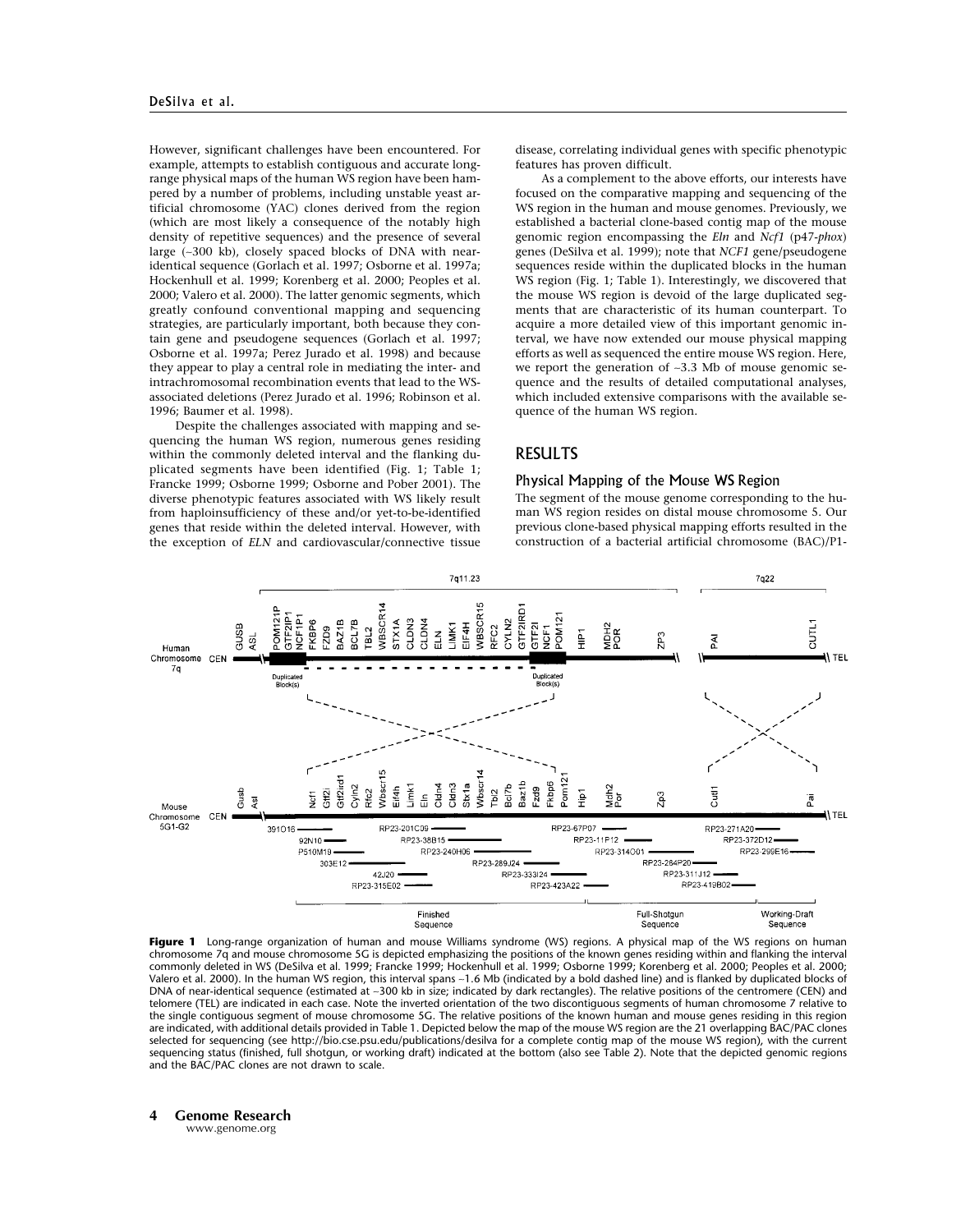However, significant challenges have been encountered. For example, attempts to establish contiguous and accurate long-range physical maps of the human WS region have been hampered by a number of problems, including unstable yeast artificial chromosome (YAC) clones derived from the region (which are most likely a consequence of the notably high density of repetitive sequences) and the presence of several large (~300 kb), closely spaced blocks of DNA with near-identical sequence (Gorlach et al. 1997; Osborne et al. 1997a; Hockenhull et al. 1999; Korenberg et al. 2000; Peoples et al. 2000; Valero et al. 2000). The latter genomic segments, which greatly confound conventional mapping and sequencing strategies, are particularly important, both because they contain gene and pseudogene sequences (Gorlach et al. 1997; Osborne et al. 1997a; Perez Jurado et al. 1998) and because they appear to play a central role in mediating the inter- and intrachromosomal recombination events that lead to the WS-associated deletions (Perez Jurado et al. 1996; Robinson et al. 1996; Baumer et al. 1998).

Despite the challenges associated with mapping and sequencing the human WS region, numerous genes residing within the commonly deleted interval and the flanking duplicated segments have been identified (Fig. 1; Table 1; Francke 1999; Osborne 1999; Osborne and Pober 2001). The diverse phenotypic features associated with WS likely result from haploinsufficiency of these and/or yet-to-be-identified genes that reside within the deleted interval. However, with the exception of *ELN* and cardiovascular/connective tissue disease, correlating individual genes with specific phenotypic features has proven difficult.

As a complement to the above efforts, our interests have focused on the comparative mapping and sequencing of the WS region in the human and mouse genomes. Previously, we established a bacterial clone-based contig map of the mouse genomic region encompassing the *Eln* and *Ncf1* (p47-*phox*) genes (DeSilva et al. 1999); note that *NCF1* gene/pseudogene sequences reside within the duplicated blocks in the human WS region (Fig. 1; Table 1). Interestingly, we discovered that the mouse WS region is devoid of the large duplicated segments that are characteristic of its human counterpart. To acquire a more detailed view of this important genomic interval, we have now extended our mouse physical mapping efforts as well as sequenced the entire mouse WS region. Here, we report the generation of ~3.3 Mb of mouse genomic sequence and the results of detailed computational analyses, which included extensive comparisons with the available sequence of the human WS region.

## RESULTS

### Physical Mapping of the Mouse WS Region

The segment of the mouse genome corresponding to the human WS region resides on distal mouse chromosome 5. Our previous clone-based physical mapping efforts resulted in the construction of a bacterial artificial chromosome (BAC)/P1-

**Figure 1** Long-range organization of human and mouse Williams syndrome (WS) regions. A physical map of the WS regions on human chromosome 7q and mouse chromosome 5G is depicted emphasizing the positions of the known genes residing within and flanking the interval commonly deleted in WS (DeSilva et al. 1999; Francke 1999; Hockenhull et al. 1999; Osborne 1999; Korenberg et al. 2000; Peoples et al. 2000; Valero et al. 2000). In the human WS region, this interval spans ~1.6 Mb (indicated by a bold dashed line) and is flanked by duplicated blocks of DNA of near-identical sequence (estimated at ~300 kb in size; indicated by dark rectangles). The relative positions of the centromere (CEN) and telomere (TEL) are indicated in each case. Note the inverted orientation of the two discontiguous segments of human chromosome 7 relative to the single contiguous segment of mouse chromosome 5G. The relative positions of the known human and mouse genes residing in this region are indicated, with additional details provided in Table 1. Depicted below the map of the mouse WS region are the 21 overlapping BAC/PAC clones selected for sequencing (see http://bio.cse.psu.edu/publications/desilva for a complete contig map of the mouse WS region), with the current sequencing status (finished, full shotgun, or working draft) indicated at the bottom (also see Table 2). Note that the depicted genomic regions and the BAC/PAC clones are not drawn to scale.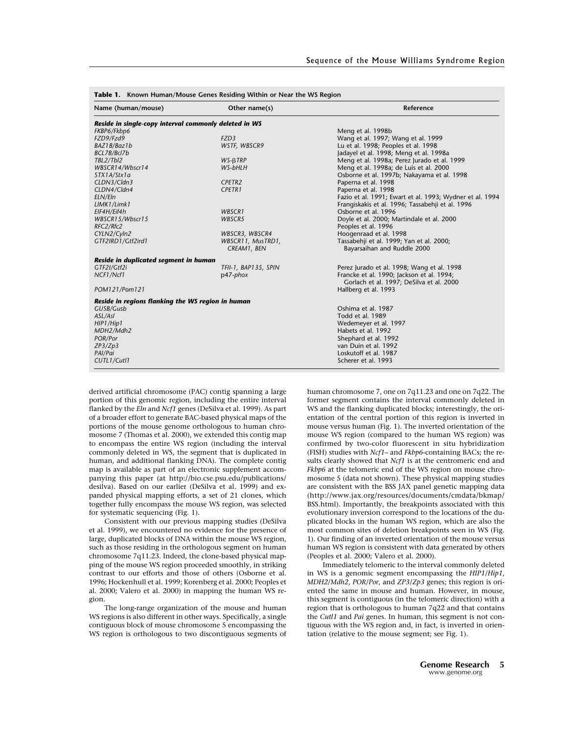**Table 1. Known Human/Mouse Genes Residing Within or Near the WS Region**

| Name (human/mouse) | Other name(s) | Reference |
|---|---|---|
| ***Reside in single-copy interval commonly deleted in WS*** | | |
| *FKBP6/Fkbp6* | | Meng et al. 1998b |
| *FZD9/Fzd9* | *FZD3* | Wang et al. 1997; Wang et al. 1999 |
| *BAZ1B/Baz1b* | *WSTF, WBSCR9* | Lu et al. 1998; Peoples et al. 1998 |
| *BCL7B/Bcl7b* | | Jadayel et al. 1998; Meng et al. 1998a |
| *TBL2/Tbl2* | *WS-βTRP* | Meng et al. 1998a; Perez Jurado et al. 1999 |
| *WBSCR14/Wbscr14* | *WS-bHLH* | Meng et al. 1998a; de Luis et al. 2000 |
| *STX1A/Stx1a* | | Osborne et al. 1997b; Nakayama et al. 1998 |
| *CLDN3/Cldn3* | *CPETR2* | Paperna et al. 1998 |
| *CLDN4/Cldn4* | *CPETR1* | Paperna et al. 1998 |
| *ELN/Eln* | | Fazio et al. 1991; Ewart et al. 1993; Wydner et al. 1994 |
| *LIMK1/Limk1* | | Frangiskakis et al. 1996; Tassabehji et al. 1996 |
| *EIF4H/Eif4h* | *WBSCR1* | Osborne et al. 1996 |
| *WBSCR15/Wbscr15* | *WBSCR5* | Doyle et al. 2000; Martindale et al. 2000 |
| *RFC2/Rfc2* | | Peoples et al. 1996 |
| *CYLN2/Cyln2* | *WBSCR3, WBSCR4* | Hoogenraad et al. 1998 |
| *GTF2IRD1/Gtf2ird1* | *WBSCR11, MusTRD1, CREAM1, BEN* | Tassabehji et al. 1999; Yan et al. 2000; Bayarsaihan and Ruddle 2000 |
| ***Reside in duplicated segment in human*** | | |
| *GTF2I/Gtf2i* | *TFII-1, BAP135, SPIN* | Perez Jurado et al. 1998; Wang et al. 1998 |
| *NCF1/Ncf1* | p47-*phox* | Francke et al. 1990; Jackson et al. 1994; Gorlach et al. 1997; DeSilva et al. 2000 |
| *POM121/Pom121* | | Hallberg et al. 1993 |
| ***Reside in regions flanking the WS region in human*** | | |
| *GUSB/Gusb* | | Oshima et al. 1987 |
| *ASL/Asl* | | Todd et al. 1989 |
| *HIP1/Hip1* | | Wedemeyer et al. 1997 |
| *MDH2/Mdh2* | | Habets et al. 1992 |
| *POR/Por* | | Shephard et al. 1992 |
| *ZP3/Zp3* | | van Duin et al. 1992 |
| *PAI/Pai* | | Loskutoff et al. 1987 |
| *CUTL1/Cutl1* | | Scherer et al. 1993 |

derived artificial chromosome (PAC) contig spanning a large portion of this genomic region, including the entire interval flanked by the *Eln* and *Ncf1* genes (DeSilva et al. 1999). As part of a broader effort to generate BAC-based physical maps of the portions of the mouse genome orthologous to human chromosome 7 (Thomas et al. 2000), we extended this contig map to encompass the entire WS region (including the interval commonly deleted in WS, the segment that is duplicated in human, and additional flanking DNA). The complete contig map is available as part of an electronic supplement accompanying this paper (at http://bio.cse.psu.edu/publications/desilva). Based on our earlier (DeSilva et al. 1999) and expanded physical mapping efforts, a set of 21 clones, which together fully encompass the mouse WS region, was selected for systematic sequencing (Fig. 1).

Consistent with our previous mapping studies (DeSilva et al. 1999), we encountered no evidence for the presence of large, duplicated blocks of DNA within the mouse WS region, such as those residing in the orthologous segment on human chromosome 7q11.23. Indeed, the clone-based physical mapping of the mouse WS region proceeded smoothly, in striking contrast to our efforts and those of others (Osborne et al. 1996; Hockenhull et al. 1999; Korenberg et al. 2000; Peoples et al. 2000; Valero et al. 2000) in mapping the human WS region.

The long-range organization of the mouse and human WS regions is also different in other ways. Specifically, a single contiguous block of mouse chromosome 5 encompassing the WS region is orthologous to two discontiguous segments of human chromosome 7, one on 7q11.23 and one on 7q22. The former segment contains the interval commonly deleted in WS and the flanking duplicated blocks; interestingly, the orientation of the central portion of this region is inverted in mouse versus human (Fig. 1). The inverted orientation of the mouse WS region (compared to the human WS region) was confirmed by two-color fluorescent in situ hybridization (FISH) studies with *Ncf1*– and *Fkbp6*-containing BACs; the results clearly showed that *Ncf1* is at the centromeric end and *Fkbp6* at the telomeric end of the WS region on mouse chromosome 5 (data not shown). These physical mapping studies are consistent with the BSS JAX panel genetic mapping data (http://www.jax.org/resources/documents/cmdata/bkmap/BSS.html). Importantly, the breakpoints associated with this evolutionary inversion correspond to the locations of the duplicated blocks in the human WS region, which are also the most common sites of deletion breakpoints seen in WS (Fig. 1). Our finding of an inverted orientation of the mouse versus human WS region is consistent with data generated by others (Peoples et al. 2000; Valero et al. 2000).

Immediately telomeric to the interval commonly deleted in WS is a genomic segment encompassing the *HIP1/Hip1*, *MDH2/Mdh2*, *POR/Por*, and *ZP3/Zp3* genes; this region is oriented the same in mouse and human. However, in mouse, this segment is contiguous (in the telomeric direction) with a region that is orthologous to human 7q22 and that contains the *Cutl1* and *Pai* genes. In human, this segment is not contiguous with the WS region and, in fact, is inverted in orientation (relative to the mouse segment; see Fig. 1).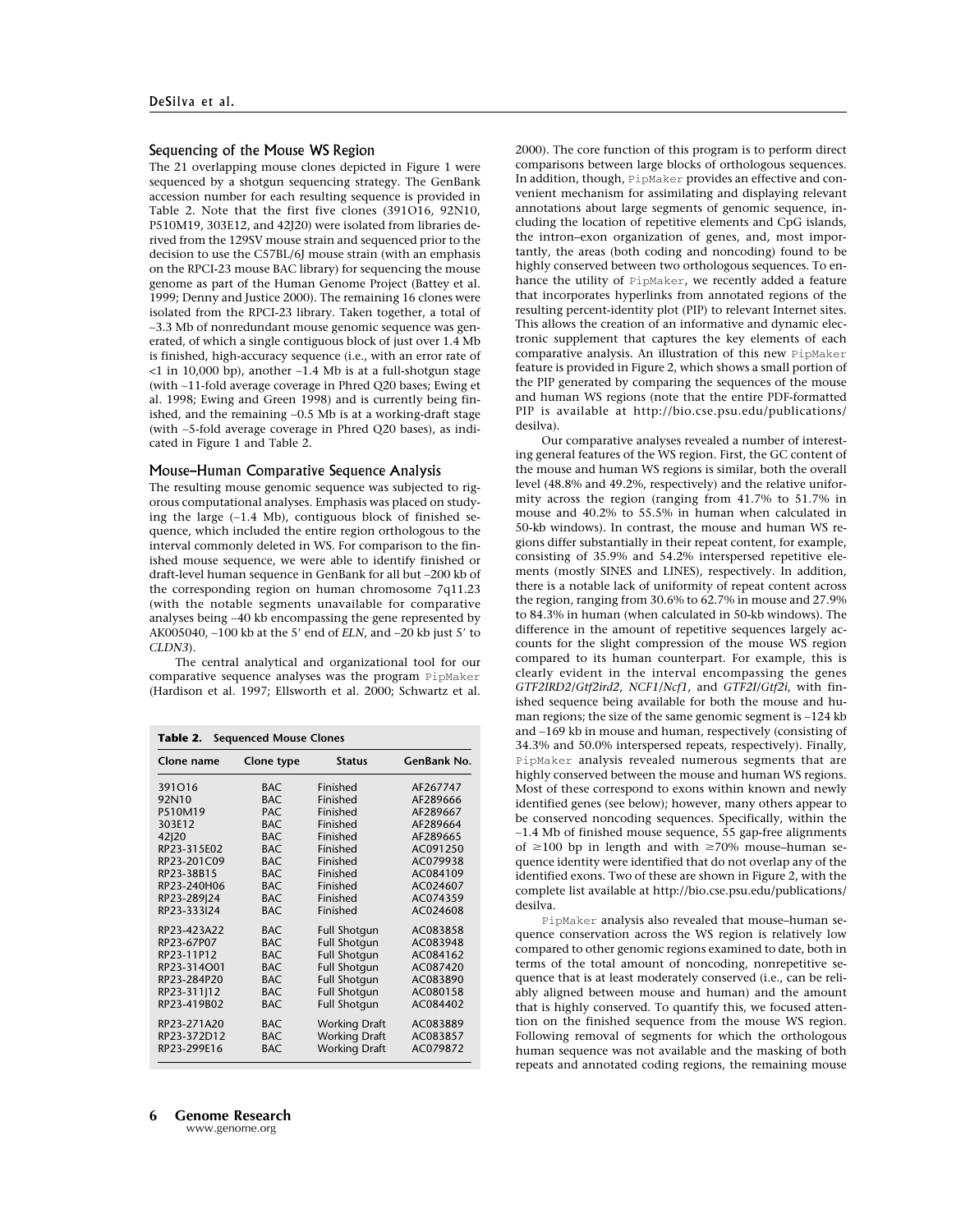## Sequencing of the Mouse WS Region

The 21 overlapping mouse clones depicted in Figure 1 were sequenced by a shotgun sequencing strategy. The GenBank accession number for each resulting sequence is provided in Table 2. Note that the first five clones (391O16, 92N10, P510M19, 303E12, and 42J20) were isolated from libraries derived from the 129SV mouse strain and sequenced prior to the decision to use the C57BL/6J mouse strain (with an emphasis on the RPCI-23 mouse BAC library) for sequencing the mouse genome as part of the Human Genome Project (Battey et al. 1999; Denny and Justice 2000). The remaining 16 clones were isolated from the RPCI-23 library. Taken together, a total of ~3.3 Mb of nonredundant mouse genomic sequence was generated, of which a single contiguous block of just over 1.4 Mb is finished, high-accuracy sequence (i.e., with an error rate of <1 in 10,000 bp), another ~1.4 Mb is at a full-shotgun stage (with ~11-fold average coverage in Phred Q20 bases; Ewing et al. 1998; Ewing and Green 1998) and is currently being finished, and the remaining ~0.5 Mb is at a working-draft stage (with ~5-fold average coverage in Phred Q20 bases), as indicated in Figure 1 and Table 2.

## Mouse–Human Comparative Sequence Analysis

The resulting mouse genomic sequence was subjected to rigorous computational analyses. Emphasis was placed on studying the large (~1.4 Mb), contiguous block of finished sequence, which included the entire region orthologous to the interval commonly deleted in WS. For comparison to the finished mouse sequence, we were able to identify finished or draft-level human sequence in GenBank for all but ~200 kb of the corresponding region on human chromosome 7q11.23 (with the notable segments unavailable for comparative analyses being ~40 kb encompassing the gene represented by AK005040, ~100 kb at the 5′ end of *ELN*, and ~20 kb just 5′ to *CLDN3*).

The central analytical and organizational tool for our comparative sequence analyses was the program PipMaker (Hardison et al. 1997; Ellsworth et al. 2000; Schwartz et al. 2000). The core function of this program is to perform direct comparisons between large blocks of orthologous sequences. In addition, though, PipMaker provides an effective and convenient mechanism for assimilating and displaying relevant annotations about large segments of genomic sequence, including the location of repetitive elements and CpG islands, the intron–exon organization of genes, and, most importantly, the areas (both coding and noncoding) found to be highly conserved between two orthologous sequences. To enhance the utility of PipMaker, we recently added a feature that incorporates hyperlinks from annotated regions of the resulting percent-identity plot (PIP) to relevant Internet sites. This allows the creation of an informative and dynamic electronic supplement that captures the key elements of each comparative analysis. An illustration of this new PipMaker feature is provided in Figure 2, which shows a small portion of the PIP generated by comparing the sequences of the mouse and human WS regions (note that the entire PDF-formatted PIP is available at http://bio.cse.psu.edu/publications/desilva).

Our comparative analyses revealed a number of interesting general features of the WS region. First, the GC content of the mouse and human WS regions is similar, both the overall level (48.8% and 49.2%, respectively) and the relative uniformity across the region (ranging from 41.7% to 51.7% in mouse and 40.2% to 55.5% in human when calculated in 50-kb windows). In contrast, the mouse and human WS regions differ substantially in their repeat content, for example, consisting of 35.9% and 54.2% interspersed repetitive elements (mostly SINES and LINES), respectively. In addition, there is a notable lack of uniformity of repeat content across the region, ranging from 30.6% to 62.7% in mouse and 27.9% to 84.3% in human (when calculated in 50-kb windows). The difference in the amount of repetitive sequences largely accounts for the slight compression of the mouse WS region compared to its human counterpart. For example, this is clearly evident in the interval encompassing the genes *GTF2IRD2*/*Gtf2ird2*, *NCF1*/*Ncf1*, and *GTF2I*/*Gtf2i*, with finished sequence being available for both the mouse and human regions; the size of the same genomic segment is ~124 kb and ~169 kb in mouse and human, respectively (consisting of 34.3% and 50.0% interspersed repeats, respectively). Finally, PipMaker analysis revealed numerous segments that are highly conserved between the mouse and human WS regions. Most of these correspond to exons within known and newly identified genes (see below); however, many others appear to be conserved noncoding sequences. Specifically, within the ~1.4 Mb of finished mouse sequence, 55 gap-free alignments of ≥100 bp in length and with ≥70% mouse–human sequence identity were identified that do not overlap any of the identified exons. Two of these are shown in Figure 2, with the complete list available at http://bio.cse.psu.edu/publications/desilva.

PipMaker analysis also revealed that mouse–human sequence conservation across the WS region is relatively low compared to other genomic regions examined to date, both in terms of the total amount of noncoding, nonrepetitive sequence that is at least moderately conserved (i.e., can be reliably aligned between mouse and human) and the amount that is highly conserved. To quantify this, we focused attention on the finished sequence from the mouse WS region. Following removal of segments for which the orthologous human sequence was not available and the masking of both repeats and annotated coding regions, the remaining mouse

**Table 2. Sequenced Mouse Clones**

| Clone name | Clone type | Status | GenBank No. |
|---|---|---|---|
| 391O16 | BAC | Finished | AF267747 |
| 92N10 | BAC | Finished | AF289666 |
| P510M19 | PAC | Finished | AF289667 |
| 303E12 | BAC | Finished | AF289664 |
| 42J20 | BAC | Finished | AF289665 |
| RP23-315E02 | BAC | Finished | AC091250 |
| RP23-201C09 | BAC | Finished | AC079938 |
| RP23-38B15 | BAC | Finished | AC084109 |
| RP23-240H06 | BAC | Finished | AC024607 |
| RP23-289J24 | BAC | Finished | AC074359 |
| RP23-333I24 | BAC | Finished | AC024608 |
| RP23-423A22 | BAC | Full Shotgun | AC083858 |
| RP23-67P07 | BAC | Full Shotgun | AC083948 |
| RP23-11P12 | BAC | Full Shotgun | AC084162 |
| RP23-314O01 | BAC | Full Shotgun | AC087420 |
| RP23-284P20 | BAC | Full Shotgun | AC083890 |
| RP23-311J12 | BAC | Full Shotgun | AC080158 |
| RP23-419B02 | BAC | Full Shotgun | AC084402 |
| RP23-271A20 | BAC | Working Draft | AC083889 |
| RP23-372D12 | BAC | Working Draft | AC083857 |
| RP23-299E16 | BAC | Working Draft | AC079872 |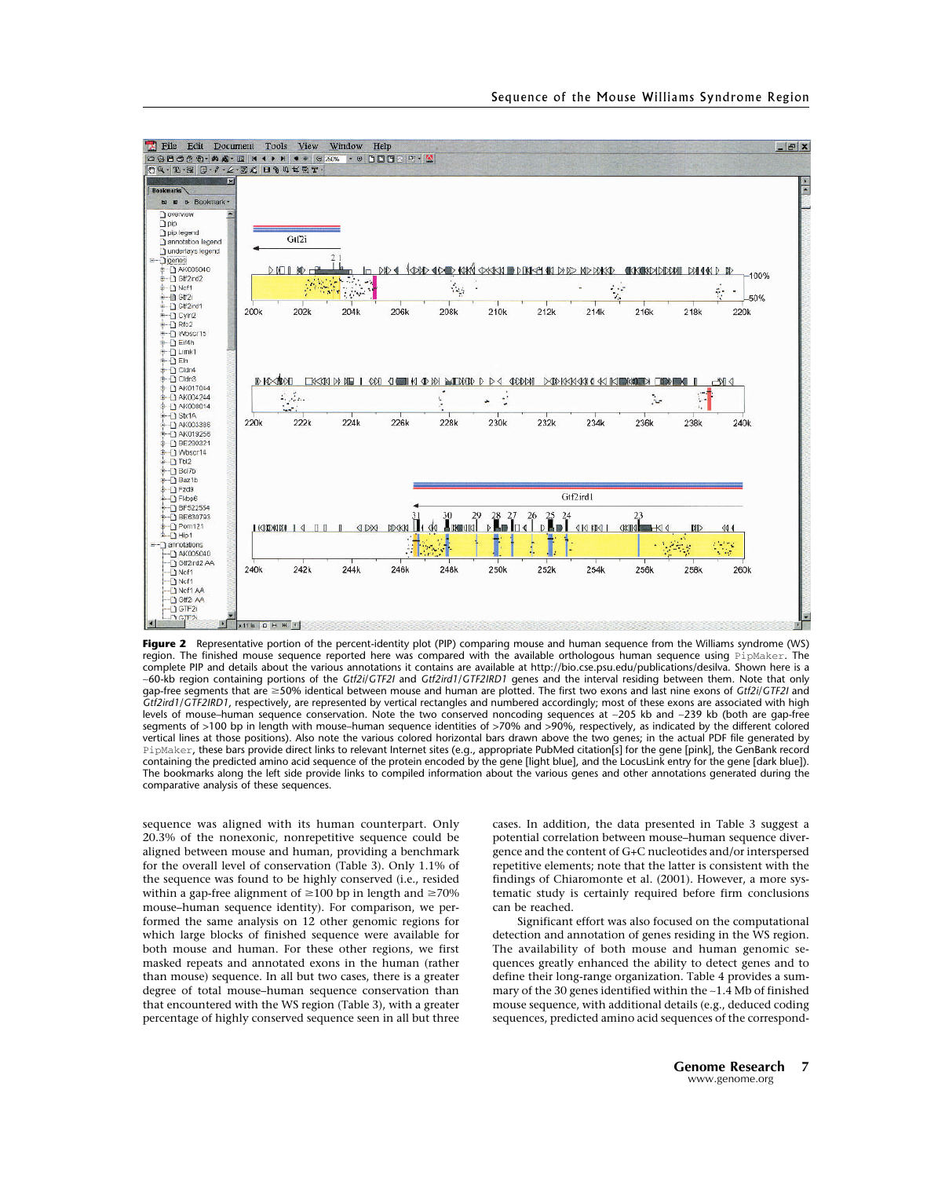**Figure 2** Representative portion of the percent-identity plot (PIP) comparing mouse and human sequence from the Williams syndrome (WS) region. The finished mouse sequence reported here was compared with the available orthologous human sequence using PipMaker. The complete PIP and details about the various annotations it contains are available at http://bio.cse.psu.edu/publications/desilva. Shown here is a ~60-kb region containing portions of the *Gtf2i*/*GTF2I* and *Gtf2ird1*/*GTF2IRD1* genes and the interval residing between them. Note that only gap-free segments that are ≥50% identical between mouse and human are plotted. The first two exons and last nine exons of *Gtf2i*/*GTF2I* and *Gtf2ird1*/*GTF2IRD1*, respectively, are represented by vertical rectangles and numbered accordingly; most of these exons are associated with high levels of mouse–human sequence conservation. Note the two conserved noncoding sequences at ~205 kb and ~239 kb (both are gap-free segments of >100 bp in length with mouse–human sequence identities of >70% and >90%, respectively, as indicated by the different colored vertical lines at those positions). Also note the various colored horizontal bars drawn above the two genes; in the actual PDF file generated by PipMaker, these bars provide direct links to relevant Internet sites (e.g., appropriate PubMed citation[s] for the gene [pink], the GenBank record containing the predicted amino acid sequence of the protein encoded by the gene [light blue], and the LocusLink entry for the gene [dark blue]). The bookmarks along the left side provide links to compiled information about the various genes and other annotations generated during the comparative analysis of these sequences.

sequence was aligned with its human counterpart. Only 20.3% of the nonexonic, nonrepetitive sequence could be aligned between mouse and human, providing a benchmark for the overall level of conservation (Table 3). Only 1.1% of the sequence was found to be highly conserved (i.e., resided within a gap-free alignment of ≥100 bp in length and ≥70% mouse–human sequence identity). For comparison, we performed the same analysis on 12 other genomic regions for which large blocks of finished sequence were available for both mouse and human. For these other regions, we first masked repeats and annotated exons in the human (rather than mouse) sequence. In all but two cases, there is a greater degree of total mouse–human sequence conservation than that encountered with the WS region (Table 3), with a greater percentage of highly conserved sequence seen in all but three cases. In addition, the data presented in Table 3 suggest a potential correlation between mouse–human sequence divergence and the content of G+C nucleotides and/or interspersed repetitive elements; note that the latter is consistent with the findings of Chiaromonte et al. (2001). However, a more systematic study is certainly required before firm conclusions can be reached.

Significant effort was also focused on the computational detection and annotation of genes residing in the WS region. The availability of both mouse and human genomic sequences greatly enhanced the ability to detect genes and to define their long-range organization. Table 4 provides a summary of the 30 genes identified within the ~1.4 Mb of finished mouse sequence, with additional details (e.g., deduced coding sequences, predicted amino acid sequences of the correspond-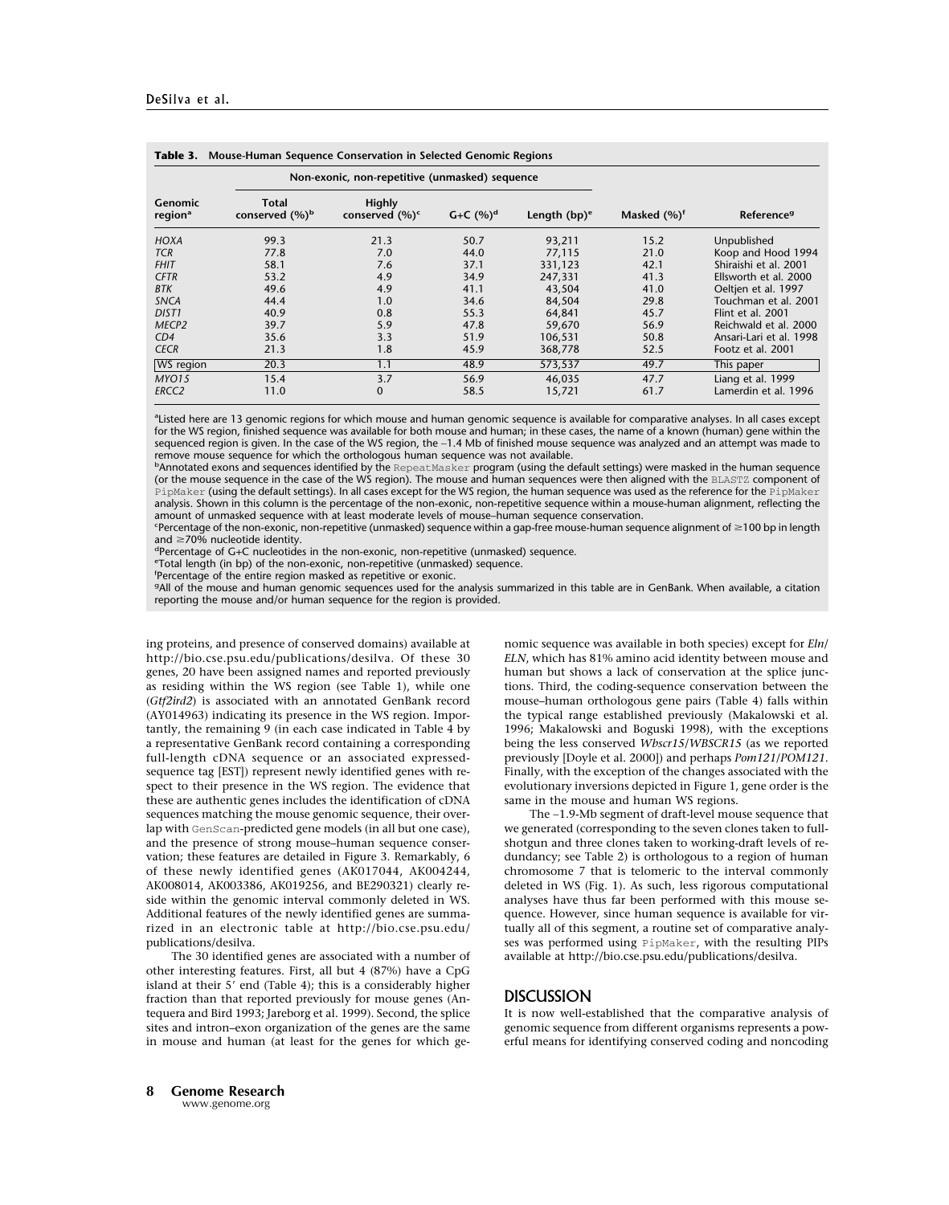**Table 3.** Mouse-Human Sequence Conservation in Selected Genomic Regions

| Genomic region[a] | Non-exonic, non-repetitive (unmasked) sequence | | | | Masked (%)[f] | Reference[g] |
|---|---|---|---|---|---|---|
| | Total conserved (%)[b] | Highly conserved (%)[c] | G+C (%)[d] | Length (bp)[e] | | |
| *HOXA* | 99.3 | 21.3 | 50.7 | 93,211 | 15.2 | Unpublished |
| *TCR* | 77.8 | 7.0 | 44.0 | 77,115 | 21.0 | Koop and Hood 1994 |
| *FHIT* | 58.1 | 7.6 | 37.1 | 331,123 | 42.1 | Shiraishi et al. 2001 |
| *CFTR* | 53.2 | 4.9 | 34.9 | 247,331 | 41.3 | Ellsworth et al. 2000 |
| *BTK* | 49.6 | 4.9 | 41.1 | 43,504 | 41.0 | Oeltjen et al. 1997 |
| *SNCA* | 44.4 | 1.0 | 34.6 | 84,504 | 29.8 | Touchman et al. 2001 |
| *DIST1* | 40.9 | 0.8 | 55.3 | 64,841 | 45.7 | Flint et al. 2001 |
| *MECP2* | 39.7 | 5.9 | 47.8 | 59,670 | 56.9 | Reichwald et al. 2000 |
| *CD4* | 35.6 | 3.3 | 51.9 | 106,531 | 50.8 | Ansari-Lari et al. 1998 |
| *CECR* | 21.3 | 1.8 | 45.9 | 368,778 | 52.5 | Footz et al. 2001 |
| WS region | 20.3 | 1.1 | 48.9 | 573,537 | 49.7 | This paper |
| *MYO15* | 15.4 | 3.7 | 56.9 | 46,035 | 47.7 | Liang et al. 1999 |
| *ERCC2* | 11.0 | 0 | 58.5 | 15,721 | 61.7 | Lamerdin et al. 1996 |

[a]Listed here are 13 genomic regions for which mouse and human genomic sequence is available for comparative analyses. In all cases except for the WS region, finished sequence was available for both mouse and human; in these cases, the name of a known (human) gene within the sequenced region is given. In the case of the WS region, the ~1.4 Mb of finished mouse sequence was analyzed and an attempt was made to remove mouse sequence for which the orthologous human sequence was not available.
[b]Annotated exons and sequences identified by the RepeatMasker program (using the default settings) were masked in the human sequence (or the mouse sequence in the case of the WS region). The mouse and human sequences were then aligned with the BLASTZ component of PipMaker (using the default settings). In all cases except for the WS region, the human sequence was used as the reference for the PipMaker analysis. Shown in this column is the percentage of the non-exonic, non-repetitive sequence within a mouse-human alignment, reflecting the amount of unmasked sequence with at least moderate levels of mouse–human sequence conservation.
[c]Percentage of the non-exonic, non-repetitive (unmasked) sequence within a gap-free mouse-human sequence alignment of ≥100 bp in length and ≥70% nucleotide identity.
[d]Percentage of G+C nucleotides in the non-exonic, non-repetitive (unmasked) sequence.
[e]Total length (in bp) of the non-exonic, non-repetitive (unmasked) sequence.
[f]Percentage of the entire region masked as repetitive or exonic.
[g]All of the mouse and human genomic sequences used for the analysis summarized in this table are in GenBank. When available, a citation reporting the mouse and/or human sequence for the region is provided.

ing proteins, and presence of conserved domains) available at http://bio.cse.psu.edu/publications/desilva. Of these 30 genes, 20 have been assigned names and reported previously as residing within the WS region (see Table 1), while one (*Gtf2ird2*) is associated with an annotated GenBank record (AY014963) indicating its presence in the WS region. Importantly, the remaining 9 (in each case indicated in Table 4 by a representative GenBank record containing a corresponding full-length cDNA sequence or an associated expressed-sequence tag [EST]) represent newly identified genes with respect to their presence in the WS region. The evidence that these are authentic genes includes the identification of cDNA sequences matching the mouse genomic sequence, their overlap with GenScan-predicted gene models (in all but one case), and the presence of strong mouse–human sequence conservation; these features are detailed in Figure 3. Remarkably, 6 of these newly identified genes (AK017044, AK004244, AK008014, AK003386, AK019256, and BE290321) clearly reside within the genomic interval commonly deleted in WS. Additional features of the newly identified genes are summarized in an electronic table at http://bio.cse.psu.edu/publications/desilva.

The 30 identified genes are associated with a number of other interesting features. First, all but 4 (87%) have a CpG island at their 5′ end (Table 4); this is a considerably higher fraction than that reported previously for mouse genes (Antequera and Bird 1993; Jareborg et al. 1999). Second, the splice sites and intron–exon organization of the genes are the same in mouse and human (at least for the genes for which genomic sequence was available in both species) except for *Eln*/*ELN*, which has 81% amino acid identity between mouse and human but shows a lack of conservation at the splice junctions. Third, the coding-sequence conservation between the mouse–human orthologous gene pairs (Table 4) falls within the typical range established previously (Makalowski et al. 1996; Makalowski and Boguski 1998), with the exceptions being the less conserved *Wbscr15*/*WBSCR15* (as we reported previously [Doyle et al. 2000]) and perhaps *Pom121*/*POM121*. Finally, with the exception of the changes associated with the evolutionary inversions depicted in Figure 1, gene order is the same in the mouse and human WS regions.

The ~1.9-Mb segment of draft-level mouse sequence that we generated (corresponding to the seven clones taken to full-shotgun and three clones taken to working-draft levels of redundancy; see Table 2) is orthologous to a region of human chromosome 7 that is telomeric to the interval commonly deleted in WS (Fig. 1). As such, less rigorous computational analyses have thus far been performed with this mouse sequence. However, since human sequence is available for virtually all of this segment, a routine set of comparative analyses was performed using PipMaker, with the resulting PIPs available at http://bio.cse.psu.edu/publications/desilva.

## DISCUSSION

It is now well-established that the comparative analysis of genomic sequence from different organisms represents a powerful means for identifying conserved coding and noncoding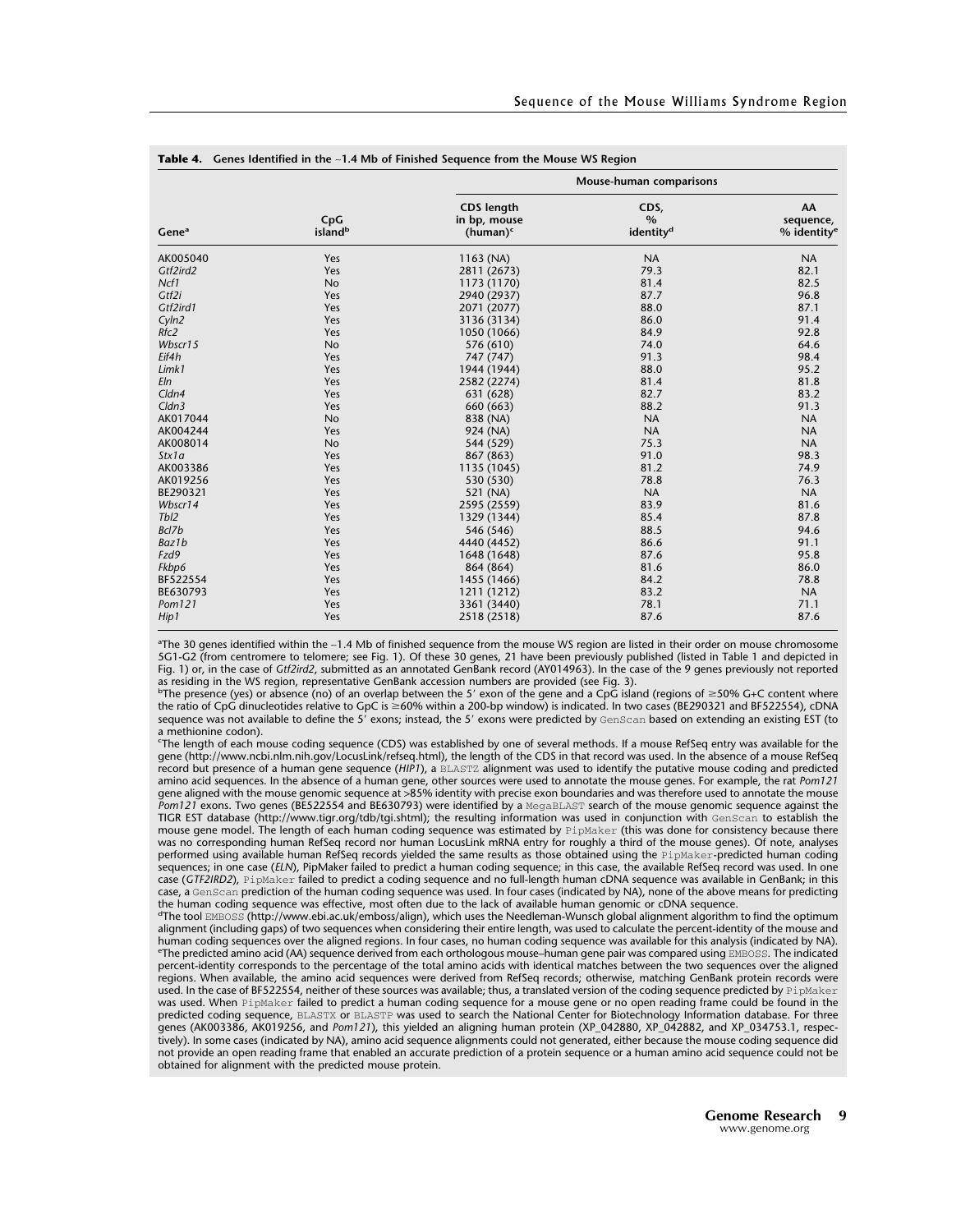**Table 4.** Genes Identified in the ~1.4 Mb of Finished Sequence from the Mouse WS Region

| Gene[a] | CpG island[b] | Mouse-human comparisons | | |
|---|---|---|---|---|
| | | CDS length in bp, mouse (human)[c] | CDS, % identity[d] | AA sequence, % identity[e] |
| AK005040 | Yes | 1163 (NA) | NA | NA |
| *Gtf2ird2* | Yes | 2811 (2673) | 79.3 | 82.1 |
| *Ncf1* | No | 1173 (1170) | 81.4 | 82.5 |
| *Gtf2i* | Yes | 2940 (2937) | 87.7 | 96.8 |
| *Gtf2ird1* | Yes | 2071 (2077) | 88.0 | 87.1 |
| *Cyln2* | Yes | 3136 (3134) | 86.0 | 91.4 |
| *Rfc2* | Yes | 1050 (1066) | 84.9 | 92.8 |
| *Wbscr15* | No | 576 (610) | 74.0 | 64.6 |
| *Eif4h* | Yes | 747 (747) | 91.3 | 98.4 |
| *Limk1* | Yes | 1944 (1944) | 88.0 | 95.2 |
| *Eln* | Yes | 2582 (2274) | 81.4 | 81.8 |
| *Cldn4* | Yes | 631 (628) | 82.7 | 83.2 |
| *Cldn3* | Yes | 660 (663) | 88.2 | 91.3 |
| AK017044 | No | 838 (NA) | NA | NA |
| AK004244 | Yes | 924 (NA) | NA | NA |
| AK008014 | No | 544 (529) | 75.3 | NA |
| *Stx1a* | Yes | 867 (863) | 91.0 | 98.3 |
| AK003386 | Yes | 1135 (1045) | 81.2 | 74.9 |
| AK019256 | Yes | 530 (530) | 78.8 | 76.3 |
| BE290321 | Yes | 521 (NA) | NA | NA |
| *Wbscr14* | Yes | 2595 (2559) | 83.9 | 81.6 |
| *Tbl2* | Yes | 1329 (1344) | 85.4 | 87.8 |
| *Bcl7b* | Yes | 546 (546) | 88.5 | 94.6 |
| *Baz1b* | Yes | 4440 (4452) | 86.6 | 91.1 |
| *Fzd9* | Yes | 1648 (1648) | 87.6 | 95.8 |
| *Fkbp6* | Yes | 864 (864) | 81.6 | 86.0 |
| BF522554 | Yes | 1455 (1466) | 84.2 | 78.8 |
| BE630793 | Yes | 1211 (1212) | 83.2 | NA |
| *Pom121* | Yes | 3361 (3440) | 78.1 | 71.1 |
| *Hip1* | Yes | 2518 (2518) | 87.6 | 87.6 |

[a]The 30 genes identified within the ~1.4 Mb of finished sequence from the mouse WS region are listed in their order on mouse chromosome 5G1-G2 (from centromere to telomere; see Fig. 1). Of these 30 genes, 21 have been previously published (listed in Table 1 and depicted in Fig. 1) or, in the case of *Gtf2ird2*, submitted as an annotated GenBank record (AY014963). In the case of the 9 genes previously not reported as residing in the WS region, representative GenBank accession numbers are provided (see Fig. 3).

[b]The presence (yes) or absence (no) of an overlap between the 5′ exon of the gene and a CpG island (regions of ≥50% G+C content where the ratio of CpG dinucleotides relative to GpC is ≥60% within a 200-bp window) is indicated. In two cases (BE290321 and BF522554), cDNA sequence was not available to define the 5′ exons; instead, the 5′ exons were predicted by GenScan based on extending an existing EST (to a methionine codon).

[c]The length of each mouse coding sequence (CDS) was established by one of several methods. If a mouse RefSeq entry was available for the gene (http://www.ncbi.nlm.nih.gov/LocusLink/refseq.html), the length of the CDS in that record was used. In the absence of a mouse RefSeq record but presence of a human gene sequence (*HIP1*), a BLASTZ alignment was used to identify the putative mouse coding and predicted amino acid sequences. In the absence of a human gene, other sources were used to annotate the mouse genes. For example, the rat *Pom121* gene aligned with the mouse genomic sequence at >85% identity with precise exon boundaries and was therefore used to annotate the mouse *Pom121* exons. Two genes (BE522554 and BE630793) were identified by a MegaBLAST search of the mouse genomic sequence against the TIGR EST database (http://www.tigr.org/tdb/tgi.shtml); the resulting information was used in conjunction with GenScan to establish the mouse gene model. The length of each human coding sequence was estimated by PipMaker (this was done for consistency because there was no corresponding human RefSeq record nor human LocusLink mRNA entry for roughly a third of the mouse genes). Of note, analyses performed using available human RefSeq records yielded the same results as those obtained using the PipMaker-predicted human coding sequences; in one case (*ELN*), PipMaker failed to predict a human coding sequence; in this case, the available RefSeq record was used. In one case (*GTF2IRD2*), PipMaker failed to predict a coding sequence and no full-length human cDNA sequence was available in GenBank; in this case, a GenScan prediction of the human coding sequence was used. In four cases (indicated by NA), none of the above means for predicting the human coding sequence was effective, most often due to the lack of available human genomic or cDNA sequence.

[d]The tool EMBOSS (http://www.ebi.ac.uk/emboss/align), which uses the Needleman-Wunsch global alignment algorithm to find the optimum alignment (including gaps) of two sequences when considering their entire length, was used to calculate the percent-identity of the mouse and human coding sequences over the aligned regions. In four cases, no human coding sequence was available for this analysis (indicated by NA).

[e]The predicted amino acid (AA) sequence derived from each orthologous mouse–human gene pair was compared using EMBOSS. The indicated percent-identity corresponds to the percentage of the total amino acids with identical matches between the two sequences over the aligned regions. When available, the amino acid sequences were derived from RefSeq records; otherwise, matching GenBank protein records were used. In the case of BF522554, neither of these sources was available; thus, a translated version of the coding sequence predicted by PipMaker was used. When PipMaker failed to predict a human coding sequence for a mouse gene or no open reading frame could be found in the predicted coding sequence, BLASTX or BLASTP was used to search the National Center for Biotechnology Information database. For three genes (AK003386, AK019256, and *Pom121*), this yielded an aligning human protein (XP_042880, XP_042882, and XP_034753.1, respectively). In some cases (indicated by NA), amino acid sequence alignments could not generated, either because the mouse coding sequence did not provide an open reading frame that enabled an accurate prediction of a protein sequence or a human amino acid sequence could not be obtained for alignment with the predicted mouse protein.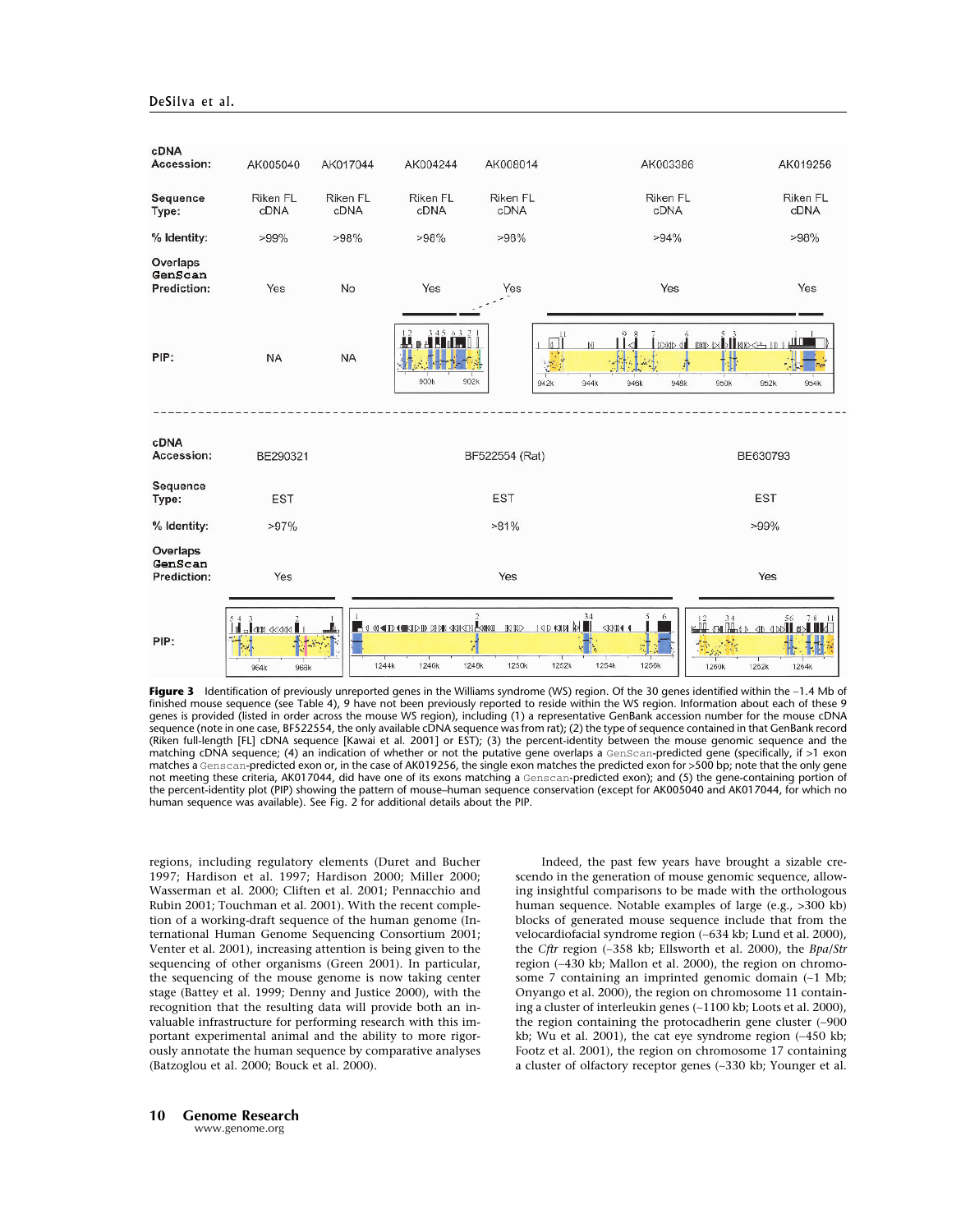| cDNA Accession: | AK005040 | AK017044 | AK004244 | AK008014 | AK003386 | AK019256 |
|---|---|---|---|---|---|---|
| Sequence Type: | Riken FL cDNA | Riken FL cDNA | Riken FL cDNA | Riken FL cDNA | Riken FL cDNA | Riken FL cDNA |
| % Identity: | >99% | >98% | >98% | >98% | >94% | >98% |
| Overlaps GenScan Prediction: | Yes | No | Yes | Yes | Yes | Yes |
| PIP: | NA | NA | | | | |

| cDNA Accession: | BE290321 | BF522554 (Rat) | BE630793 |
|---|---|---|---|
| Sequence Type: | EST | EST | EST |
| % Identity: | >97% | >81% | >99% |
| Overlaps GenScan Prediction: | Yes | Yes | Yes |
| PIP: | | | |

**Figure 3** Identification of previously unreported genes in the Williams syndrome (WS) region. Of the 30 genes identified within the ~1.4 Mb of finished mouse sequence (see Table 4), 9 have not been previously reported to reside within the WS region. Information about each of these 9 genes is provided (listed in order across the mouse WS region), including (1) a representative GenBank accession number for the mouse cDNA sequence (note in one case, BF522554, the only available cDNA sequence was from rat); (2) the type of sequence contained in that GenBank record (Riken full-length [FL] cDNA sequence [Kawai et al. 2001] or EST); (3) the percent-identity between the mouse genomic sequence and the matching cDNA sequence; (4) an indication of whether or not the putative gene overlaps a GenScan-predicted gene (specifically, if >1 exon matches a Genscan-predicted exon or, in the case of AK019256, the single exon matches the predicted exon for >500 bp; note that the only gene not meeting these criteria, AK017044, did have one of its exons matching a Genscan-predicted exon); and (5) the gene-containing portion of the percent-identity plot (PIP) showing the pattern of mouse–human sequence conservation (except for AK005040 and AK017044, for which no human sequence was available). See Fig. 2 for additional details about the PIP.

regions, including regulatory elements (Duret and Bucher 1997; Hardison et al. 1997; Hardison 2000; Miller 2000; Wasserman et al. 2000; Cliften et al. 2001; Pennacchio and Rubin 2001; Touchman et al. 2001). With the recent completion of a working-draft sequence of the human genome (International Human Genome Sequencing Consortium 2001; Venter et al. 2001), increasing attention is being given to the sequencing of other organisms (Green 2001). In particular, the sequencing of the mouse genome is now taking center stage (Battey et al. 1999; Denny and Justice 2000), with the recognition that the resulting data will provide both an invaluable infrastructure for performing research with this important experimental animal and the ability to more rigorously annotate the human sequence by comparative analyses (Batzoglou et al. 2000; Bouck et al. 2000).

Indeed, the past few years have brought a sizable crescendo in the generation of mouse genomic sequence, allowing insightful comparisons to be made with the orthologous human sequence. Notable examples of large (e.g., >300 kb) blocks of generated mouse sequence include that from the velocardiofacial syndrome region (~634 kb; Lund et al. 2000), the *Cftr* region (~358 kb; Ellsworth et al. 2000), the *Bpa*/*Str* region (~430 kb; Mallon et al. 2000), the region on chromosome 7 containing an imprinted genomic domain (~1 Mb; Onyango et al. 2000), the region on chromosome 11 containing a cluster of interleukin genes (~1100 kb; Loots et al. 2000), the region containing the protocadherin gene cluster (~900 kb; Wu et al. 2001), the cat eye syndrome region (~450 kb; Footz et al. 2001), the region on chromosome 17 containing a cluster of olfactory receptor genes (~330 kb; Younger et al.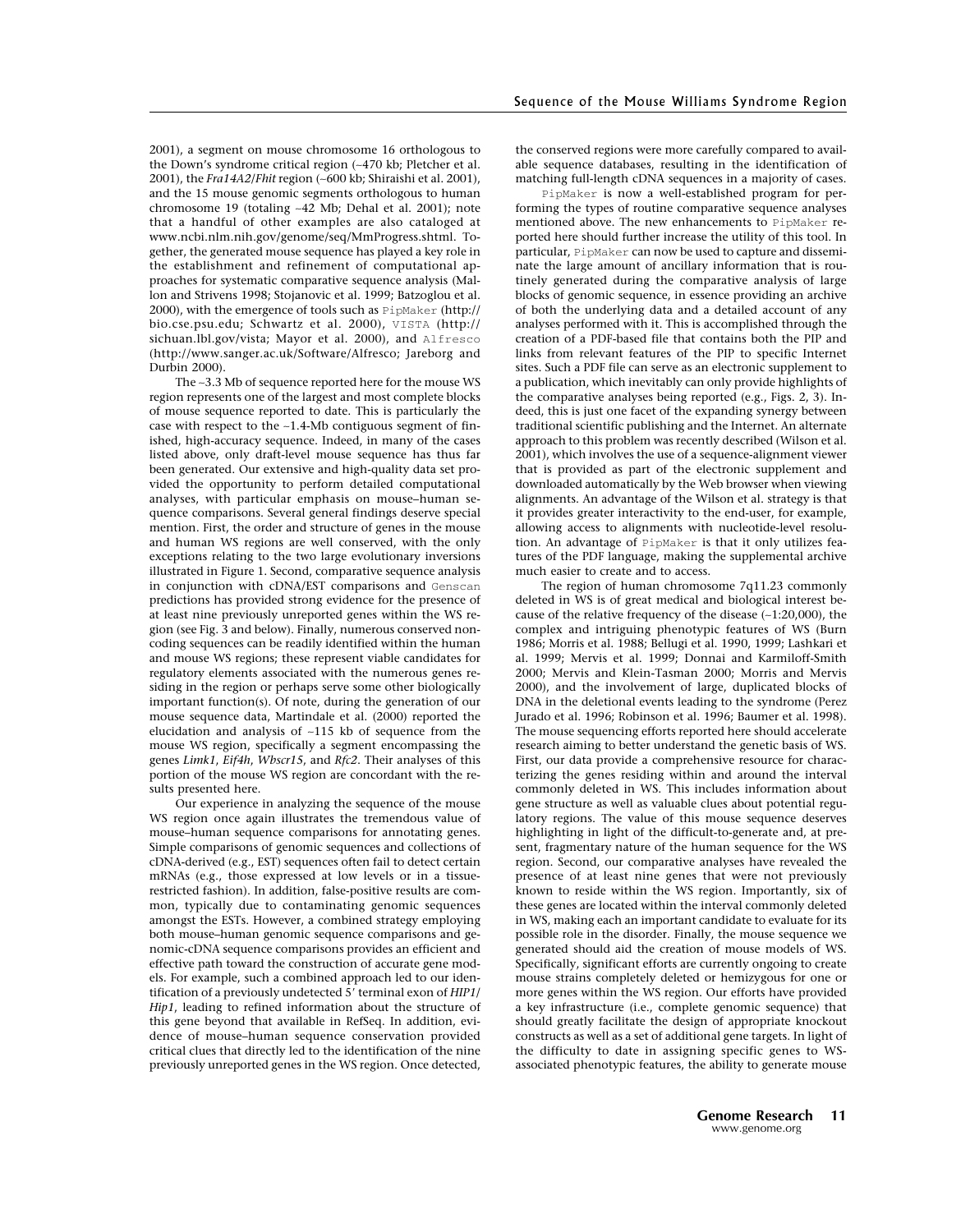2001), a segment on mouse chromosome 16 orthologous to the Down's syndrome critical region (~470 kb; Pletcher et al. 2001), the *Fra14A2/Fhit* region (~600 kb; Shiraishi et al. 2001), and the 15 mouse genomic segments orthologous to human chromosome 19 (totaling ~42 Mb; Dehal et al. 2001); note that a handful of other examples are also cataloged at www.ncbi.nlm.nih.gov/genome/seq/MmProgress.shtml. Together, the generated mouse sequence has played a key role in the establishment and refinement of computational approaches for systematic comparative sequence analysis (Mallon and Strivens 1998; Stojanovic et al. 1999; Batzoglou et al. 2000), with the emergence of tools such as PipMaker (http://bio.cse.psu.edu; Schwartz et al. 2000), VISTA (http://sichuan.lbl.gov/vista; Mayor et al. 2000), and Alfresco (http://www.sanger.ac.uk/Software/Alfresco; Jareborg and Durbin 2000).

The ~3.3 Mb of sequence reported here for the mouse WS region represents one of the largest and most complete blocks of mouse sequence reported to date. This is particularly the case with respect to the ~1.4-Mb contiguous segment of finished, high-accuracy sequence. Indeed, in many of the cases listed above, only draft-level mouse sequence has thus far been generated. Our extensive and high-quality data set provided the opportunity to perform detailed computational analyses, with particular emphasis on mouse–human sequence comparisons. Several general findings deserve special mention. First, the order and structure of genes in the mouse and human WS regions are well conserved, with the only exceptions relating to the two large evolutionary inversions illustrated in Figure 1. Second, comparative sequence analysis in conjunction with cDNA/EST comparisons and Genscan predictions has provided strong evidence for the presence of at least nine previously unreported genes within the WS region (see Fig. 3 and below). Finally, numerous conserved non-coding sequences can be readily identified within the human and mouse WS regions; these represent viable candidates for regulatory elements associated with the numerous genes residing in the region or perhaps serve some other biologically important function(s). Of note, during the generation of our mouse sequence data, Martindale et al. (2000) reported the elucidation and analysis of ~115 kb of sequence from the mouse WS region, specifically a segment encompassing the genes *Limk1*, *Eif4h*, *Wbscr15*, and *Rfc2*. Their analyses of this portion of the mouse WS region are concordant with the results presented here.

Our experience in analyzing the sequence of the mouse WS region once again illustrates the tremendous value of mouse–human sequence comparisons for annotating genes. Simple comparisons of genomic sequences and collections of cDNA-derived (e.g., EST) sequences often fail to detect certain mRNAs (e.g., those expressed at low levels or in a tissue-restricted fashion). In addition, false-positive results are common, typically due to contaminating genomic sequences amongst the ESTs. However, a combined strategy employing both mouse–human genomic sequence comparisons and genomic-cDNA sequence comparisons provides an efficient and effective path toward the construction of accurate gene models. For example, such a combined approach led to our identification of a previously undetected 5′ terminal exon of *HIP1*/*Hip1*, leading to refined information about the structure of this gene beyond that available in RefSeq. In addition, evidence of mouse–human sequence conservation provided critical clues that directly led to the identification of the nine previously unreported genes in the WS region. Once detected, the conserved regions were more carefully compared to available sequence databases, resulting in the identification of matching full-length cDNA sequences in a majority of cases.

PipMaker is now a well-established program for performing the types of routine comparative sequence analyses mentioned above. The new enhancements to PipMaker reported here should further increase the utility of this tool. In particular, PipMaker can now be used to capture and disseminate the large amount of ancillary information that is routinely generated during the comparative analysis of large blocks of genomic sequence, in essence providing an archive of both the underlying data and a detailed account of any analyses performed with it. This is accomplished through the creation of a PDF-based file that contains both the PIP and links from relevant features of the PIP to specific Internet sites. Such a PDF file can serve as an electronic supplement to a publication, which inevitably can only provide highlights of the comparative analyses being reported (e.g., Figs. 2, 3). Indeed, this is just one facet of the expanding synergy between traditional scientific publishing and the Internet. An alternate approach to this problem was recently described (Wilson et al. 2001), which involves the use of a sequence-alignment viewer that is provided as part of the electronic supplement and downloaded automatically by the Web browser when viewing alignments. An advantage of the Wilson et al. strategy is that it provides greater interactivity to the end-user, for example, allowing access to alignments with nucleotide-level resolution. An advantage of PipMaker is that it only utilizes features of the PDF language, making the supplemental archive much easier to create and to access.

The region of human chromosome 7q11.23 commonly deleted in WS is of great medical and biological interest because of the relative frequency of the disease (~1:20,000), the complex and intriguing phenotypic features of WS (Burn 1986; Morris et al. 1988; Bellugi et al. 1990, 1999; Lashkari et al. 1999; Mervis et al. 1999; Donnai and Karmiloff-Smith 2000; Mervis and Klein-Tasman 2000; Morris and Mervis 2000), and the involvement of large, duplicated blocks of DNA in the deletional events leading to the syndrome (Perez Jurado et al. 1996; Robinson et al. 1996; Baumer et al. 1998). The mouse sequencing efforts reported here should accelerate research aiming to better understand the genetic basis of WS. First, our data provide a comprehensive resource for characterizing the genes residing within and around the interval commonly deleted in WS. This includes information about gene structure as well as valuable clues about potential regulatory regions. The value of this mouse sequence deserves highlighting in light of the difficult-to-generate and, at present, fragmentary nature of the human sequence for the WS region. Second, our comparative analyses have revealed the presence of at least nine genes that were not previously known to reside within the WS region. Importantly, six of these genes are located within the interval commonly deleted in WS, making each an important candidate to evaluate for its possible role in the disorder. Finally, the mouse sequence we generated should aid the creation of mouse models of WS. Specifically, significant efforts are currently ongoing to create mouse strains completely deleted or hemizygous for one or more genes within the WS region. Our efforts have provided a key infrastructure (i.e., complete genomic sequence) that should greatly facilitate the design of appropriate knockout constructs as well as a set of additional gene targets. In light of the difficulty to date in assigning specific genes to WS-associated phenotypic features, the ability to generate mouse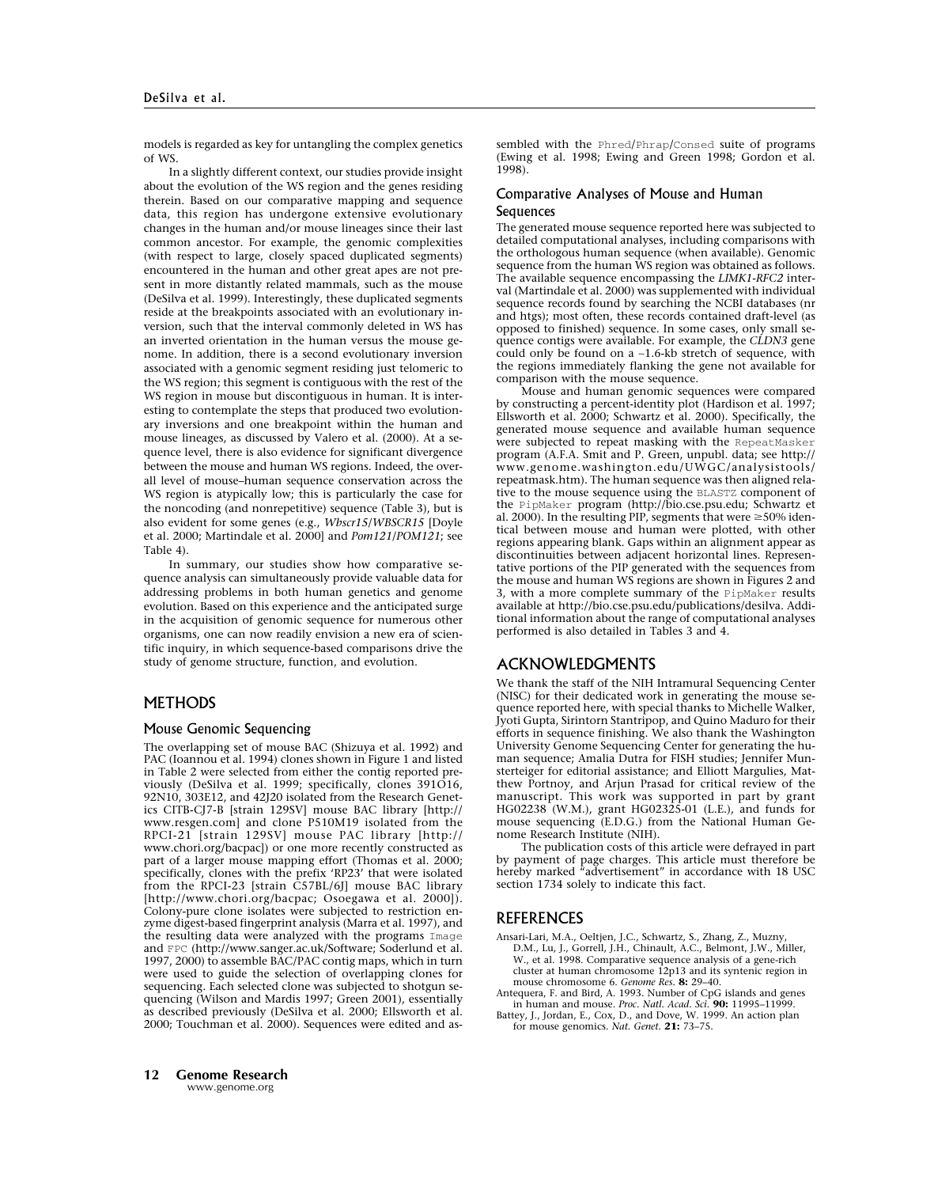models is regarded as key for untangling the complex genetics of WS.

In a slightly different context, our studies provide insight about the evolution of the WS region and the genes residing therein. Based on our comparative mapping and sequence data, this region has undergone extensive evolutionary changes in the human and/or mouse lineages since their last common ancestor. For example, the genomic complexities (with respect to large, closely spaced duplicated segments) encountered in the human and other great apes are not present in more distantly related mammals, such as the mouse (DeSilva et al. 1999). Interestingly, these duplicated segments reside at the breakpoints associated with an evolutionary inversion, such that the interval commonly deleted in WS has an inverted orientation in the human versus the mouse genome. In addition, there is a second evolutionary inversion associated with a genomic segment residing just telomeric to the WS region; this segment is contiguous with the rest of the WS region in mouse but discontiguous in human. It is interesting to contemplate the steps that produced two evolutionary inversions and one breakpoint within the human and mouse lineages, as discussed by Valero et al. (2000). At a sequence level, there is also evidence for significant divergence between the mouse and human WS regions. Indeed, the overall level of mouse–human sequence conservation across the WS region is atypically low; this is particularly the case for the noncoding (and nonrepetitive) sequence (Table 3), but is also evident for some genes (e.g., *Wbscr15*/*WBSCR15* [Doyle et al. 2000; Martindale et al. 2000] and *Pom121*/*POM121*; see Table 4).

In summary, our studies show how comparative sequence analysis can simultaneously provide valuable data for addressing problems in both human genetics and genome evolution. Based on this experience and the anticipated surge in the acquisition of genomic sequence for numerous other organisms, one can now readily envision a new era of scientific inquiry, in which sequence-based comparisons drive the study of genome structure, function, and evolution.

## METHODS

### Mouse Genomic Sequencing

The overlapping set of mouse BAC (Shizuya et al. 1992) and PAC (Ioannou et al. 1994) clones shown in Figure 1 and listed in Table 2 were selected from either the contig reported previously (DeSilva et al. 1999; specifically, clones 391O16, 92N10, 303E12, and 42J20 isolated from the Research Genetics CITB-CJ7-B [strain 129SV] mouse BAC library [http://www.resgen.com] and clone P510M19 isolated from the RPCI-21 [strain 129SV] mouse PAC library [http://www.chori.org/bacpac]) or one more recently constructed as part of a larger mouse mapping effort (Thomas et al. 2000; specifically, clones with the prefix 'RP23' that were isolated from the RPCI-23 [strain C57BL/6J] mouse BAC library [http://www.chori.org/bacpac; Osoegawa et al. 2000]). Colony-pure clone isolates were subjected to restriction enzyme digest-based fingerprint analysis (Marra et al. 1997), and the resulting data were analyzed with the programs Image and FPC (http://www.sanger.ac.uk/Software; Soderlund et al. 1997, 2000) to assemble BAC/PAC contig maps, which in turn were used to guide the selection of overlapping clones for sequencing. Each selected clone was subjected to shotgun sequencing (Wilson and Mardis 1997; Green 2001), essentially as described previously (DeSilva et al. 2000; Ellsworth et al. 2000; Touchman et al. 2000). Sequences were edited and assembled with the Phred/Phrap/Consed suite of programs (Ewing et al. 1998; Ewing and Green 1998; Gordon et al. 1998).

### Comparative Analyses of Mouse and Human Sequences

The generated mouse sequence reported here was subjected to detailed computational analyses, including comparisons with the orthologous human sequence (when available). Genomic sequence from the human WS region was obtained as follows. The available sequence encompassing the *LIMK1-RFC2* interval (Martindale et al. 2000) was supplemented with individual sequence records found by searching the NCBI databases (nr and htgs); most often, these records contained draft-level (as opposed to finished) sequence. In some cases, only small sequence contigs were available. For example, the *CLDN3* gene could only be found on a ~1.6-kb stretch of sequence, with the regions immediately flanking the gene not available for comparison with the mouse sequence.

Mouse and human genomic sequences were compared by constructing a percent-identity plot (Hardison et al. 1997; Ellsworth et al. 2000; Schwartz et al. 2000). Specifically, the generated mouse sequence and available human sequence were subjected to repeat masking with the RepeatMasker program (A.F.A. Smit and P. Green, unpubl. data; see http://www.genome.washington.edu/UWGC/analysistools/repeatmask.htm). The human sequence was then aligned relative to the mouse sequence using the BLASTZ component of the PipMaker program (http://bio.cse.psu.edu; Schwartz et al. 2000). In the resulting PIP, segments that were ≥50% identical between mouse and human were plotted, with other regions appearing blank. Gaps within an alignment appear as discontinuities between adjacent horizontal lines. Representative portions of the PIP generated with the sequences from the mouse and human WS regions are shown in Figures 2 and 3, with a more complete summary of the PipMaker results available at http://bio.cse.psu.edu/publications/desilva. Additional information about the range of computational analyses performed is also detailed in Tables 3 and 4.

## ACKNOWLEDGMENTS

We thank the staff of the NIH Intramural Sequencing Center (NISC) for their dedicated work in generating the mouse sequence reported here, with special thanks to Michelle Walker, Jyoti Gupta, Sirintorn Stantripop, and Quino Maduro for their efforts in sequence finishing. We also thank the Washington University Genome Sequencing Center for generating the human sequence; Amalia Dutra for FISH studies; Jennifer Munsterteiger for editorial assistance; and Elliott Margulies, Matthew Portnoy, and Arjun Prasad for critical review of the manuscript. This work was supported in part by grant HG02238 (W.M.), grant HG02325-01 (L.E.), and funds for mouse sequencing (E.D.G.) from the National Human Genome Research Institute (NIH).

The publication costs of this article were defrayed in part by payment of page charges. This article must therefore be hereby marked "advertisement" in accordance with 18 USC section 1734 solely to indicate this fact.

## REFERENCES

Ansari-Lari, M.A., Oeltjen, J.C., Schwartz, S., Zhang, Z., Muzny, D.M., Lu, J., Gorrell, J.H., Chinault, A.C., Belmont, J.W., Miller, W., et al. 1998. Comparative sequence analysis of a gene-rich cluster at human chromosome 12p13 and its syntenic region in mouse chromosome 6. *Genome Res.* **8:** 29–40.

Antequera, F. and Bird, A. 1993. Number of CpG islands and genes in human and mouse. *Proc. Natl. Acad. Sci.* **90:** 11995–11999.

Battey, J., Jordan, E., Cox, D., and Dove, W. 1999. An action plan for mouse genomics. *Nat. Genet.* **21:** 73–75.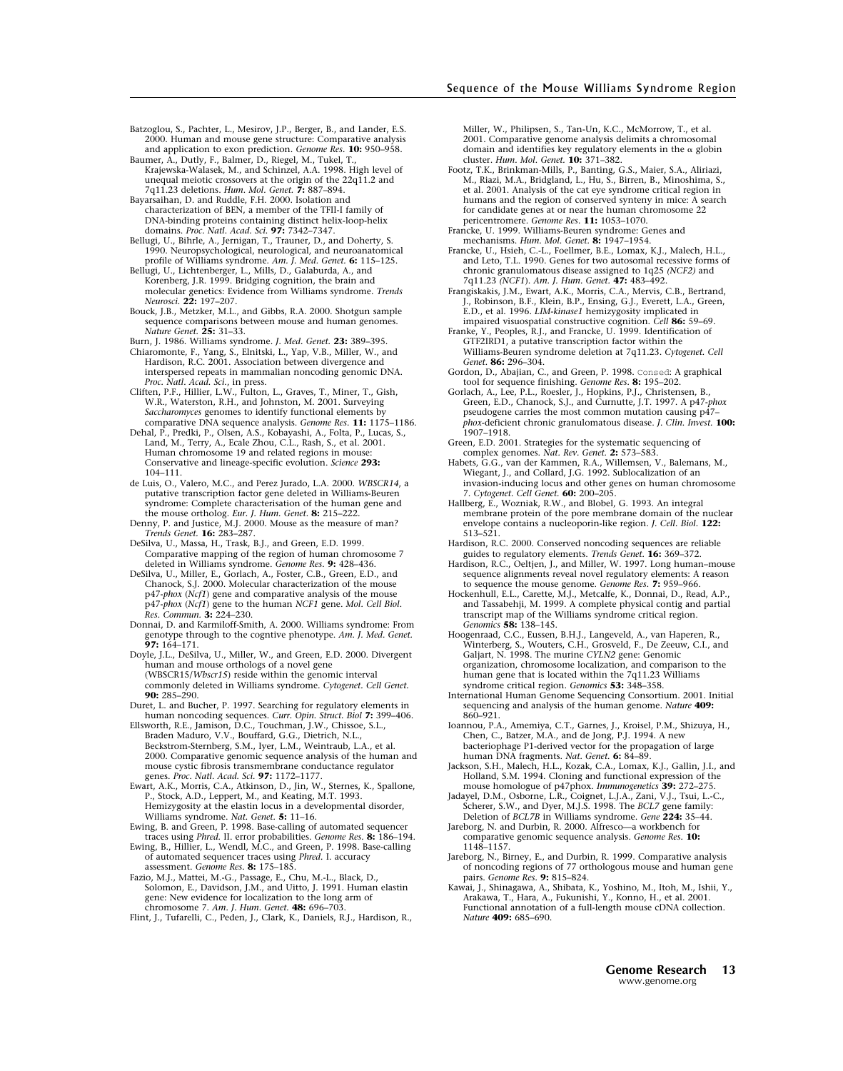Batzoglou, S., Pachter, L., Mesirov, J.P., Berger, B., and Lander, E.S. 2000. Human and mouse gene structure: Comparative analysis and application to exon prediction. *Genome Res.* **10:** 950–958.

Baumer, A., Dutly, F., Balmer, D., Riegel, M., Tukel, T., Krajewska-Walasek, M., and Schinzel, A.A. 1998. High level of unequal meiotic crossovers at the origin of the 22q11.2 and 7q11.23 deletions. *Hum. Mol. Genet.* **7:** 887–894.

Bayarsaihan, D. and Ruddle, F.H. 2000. Isolation and characterization of BEN, a member of the TFII-I family of DNA-binding proteins containing distinct helix-loop-helix domains. *Proc. Natl. Acad. Sci.* **97:** 7342–7347.

Bellugi, U., Bihrle, A., Jernigan, T., Trauner, D., and Doherty, S. 1990. Neuropsychological, neurological, and neuroanatomical profile of Williams syndrome. *Am. J. Med. Genet.* **6:** 115–125.

Bellugi, U., Lichtenberger, L., Mills, D., Galaburda, A., and Korenberg, J.R. 1999. Bridging cognition, the brain and molecular genetics: Evidence from Williams syndrome. *Trends Neurosci.* **22:** 197–207.

Bouck, J.B., Metzker, M.L., and Gibbs, R.A. 2000. Shotgun sample sequence comparisons between mouse and human genomes. *Nature Genet.* **25:** 31–33.

Burn, J. 1986. Williams syndrome. *J. Med. Genet.* **23:** 389–395.

Chiaromonte, F., Yang, S., Elnitski, L., Yap, V.B., Miller, W., and Hardison, R.C. 2001. Association between divergence and interspersed repeats in mammalian noncoding genomic DNA. *Proc. Natl. Acad. Sci.*, in press.

Cliften, P.F., Hillier, L.W., Fulton, L., Graves, T., Miner, T., Gish, W.R., Waterston, R.H., and Johnston, M. 2001. Surveying *Saccharomyces* genomes to identify functional elements by comparative DNA sequence analysis. *Genome Res.* **11:** 1175–1186.

Dehal, P., Predki, P., Olsen, A.S., Kobayashi, A., Folta, P., Lucas, S., Land, M., Terry, A., Ecale Zhou, C.L., Rash, S., et al. 2001. Human chromosome 19 and related regions in mouse: Conservative and lineage-specific evolution. *Science* **293:** 104–111.

de Luis, O., Valero, M.C., and Perez Jurado, L.A. 2000. *WBSCR14*, a putative transcription factor gene deleted in Williams-Beuren syndrome: Complete characterisation of the human gene and the mouse ortholog. *Eur. J. Hum. Genet.* **8:** 215–222.

Denny, P. and Justice, M.J. 2000. Mouse as the measure of man? *Trends Genet.* **16:** 283–287.

DeSilva, U., Massa, H., Trask, B.J., and Green, E.D. 1999. Comparative mapping of the region of human chromosome 7 deleted in Williams syndrome. *Genome Res.* **9:** 428–436.

DeSilva, U., Miller, E., Gorlach, A., Foster, C.B., Green, E.D., and Chanock, S.J. 2000. Molecular characterization of the mouse p47-*phox* (*Ncf1*) gene and comparative analysis of the mouse p47-*phox* (*Ncf1*) gene to the human *NCF1* gene. *Mol. Cell Biol. Res. Commun.* **3:** 224–230.

Donnai, D. and Karmiloff-Smith, A. 2000. Williams syndrome: From genotype through to the cogntive phenotype. *Am. J. Med. Genet.* **97:** 164–171.

Doyle, J.L., DeSilva, U., Miller, W., and Green, E.D. 2000. Divergent human and mouse orthologs of a novel gene (WBSCR15/*Wbscr15*) reside within the genomic interval commonly deleted in Williams syndrome. *Cytogenet. Cell Genet.* **90:** 285–290.

Duret, L. and Bucher, P. 1997. Searching for regulatory elements in human noncoding sequences. *Curr. Opin. Struct. Biol* **7:** 399–406.

Ellsworth, R.E., Jamison, D.C., Touchman, J.W., Chissoe, S.L., Braden Maduro, V.V., Bouffard, G.G., Dietrich, N.L., Beckstrom-Sternberg, S.M., Iyer, L.M., Weintraub, L.A., et al. 2000. Comparative genomic sequence analysis of the human and mouse cystic fibrosis transmembrane conductance regulator genes. *Proc. Natl. Acad. Sci.* **97:** 1172–1177.

Ewart, A.K., Morris, C.A., Atkinson, D., Jin, W., Sternes, K., Spallone, P., Stock, A.D., Leppert, M., and Keating, M.T. 1993. Hemizygosity at the elastin locus in a developmental disorder, Williams syndrome. *Nat. Genet.* **5:** 11–16.

Ewing, B. and Green, P. 1998. Base-calling of automated sequencer traces using *Phred*. II. error probabilities. *Genome Res.* **8:** 186–194.

Ewing, B., Hillier, L., Wendl, M.C., and Green, P. 1998. Base-calling of automated sequencer traces using *Phred*. I. accuracy assessment. *Genome Res.* **8:** 175–185.

Fazio, M.J., Mattei, M.-G., Passage, E., Chu, M.-L., Black, D., Solomon, E., Davidson, J.M., and Uitto, J. 1991. Human elastin gene: New evidence for localization to the long arm of chromosome 7. *Am. J. Hum. Genet.* **48:** 696–703.

Flint, J., Tufarelli, C., Peden, J., Clark, K., Daniels, R.J., Hardison, R., Miller, W., Philipsen, S., Tan-Un, K.C., McMorrow, T., et al. 2001. Comparative genome analysis delimits a chromosomal domain and identifies key regulatory elements in the α globin cluster. *Hum. Mol. Genet.* **10:** 371–382.

Footz, T.K., Brinkman-Mills, P., Banting, G.S., Maier, S.A., Aliriazi, M., Riazi, M.A., Bridgland, L., Hu, S., Birren, B., Minoshima, S., et al. 2001. Analysis of the cat eye syndrome critical region in humans and the region of conserved synteny in mice: A search for candidate genes at or near the human chromosome 22 pericentromere. *Genome Res.* **11:** 1053–1070.

Francke, U. 1999. Williams-Beuren syndrome: Genes and mechanisms. *Hum. Mol. Genet.* **8:** 1947–1954.

Francke, U., Hsieh, C.-L., Foellmer, B.E., Lomax, K.J., Malech, H.L., and Leto, T.L. 1990. Genes for two autosomal recessive forms of chronic granulomatous disease assigned to 1q25 *(NCF2)* and 7q11.23 *(NCF1)*. *Am. J. Hum. Genet.* **47:** 483–492.

Frangiskakis, J.M., Ewart, A.K., Morris, C.A., Mervis, C.B., Bertrand, J., Robinson, B.F., Klein, B.P., Ensing, G.J., Everett, L.A., Green, E.D., et al. 1996. *LIM-kinase1* hemizygosity implicated in impaired visuospatial constructive cognition. *Cell* **86:** 59–69.

Franke, Y., Peoples, R.J., and Francke, U. 1999. Identification of GTF2IRD1, a putative transcription factor within the Williams-Beuren syndrome deletion at 7q11.23. *Cytogenet. Cell Genet.* **86:** 296–304.

Gordon, D., Abajian, C., and Green, P. 1998. `Consed`: A graphical tool for sequence finishing. *Genome Res.* **8:** 195–202.

Gorlach, A., Lee, P.L., Roesler, J., Hopkins, P.J., Christensen, B., Green, E.D., Chanock, S.J., and Curnutte, J.T. 1997. A p47-*phox* pseudogene carries the most common mutation causing p47–*phox*-deficient chronic granulomatous disease. *J. Clin. Invest.* **100:** 1907–1918.

Green, E.D. 2001. Strategies for the systematic sequencing of complex genomes. *Nat. Rev. Genet.* **2:** 573–583.

Habets, G.G., van der Kammen, R.A., Willemsen, V., Balemans, M., Wiegant, J., and Collard, J.G. 1992. Sublocalization of an invasion-inducing locus and other genes on human chromosome 7. *Cytogenet. Cell Genet.* **60:** 200–205.

Hallberg, E., Wozniak, R.W., and Blobel, G. 1993. An integral membrane protein of the pore membrane domain of the nuclear envelope contains a nucleoporin-like region. *J. Cell. Biol.* **122:** 513–521.

Hardison, R.C. 2000. Conserved noncoding sequences are reliable guides to regulatory elements. *Trends Genet.* **16:** 369–372.

Hardison, R.C., Oeltjen, J., and Miller, W. 1997. Long human–mouse sequence alignments reveal novel regulatory elements: A reason to sequence the mouse genome. *Genome Res.* **7:** 959–966.

Hockenhull, E.L., Carette, M.J., Metcalfe, K., Donnai, D., Read, A.P., and Tassabehji, M. 1999. A complete physical contig and partial transcript map of the Williams syndrome critical region. *Genomics* **58:** 138–145.

Hoogenraad, C.C., Eussen, B.H.J., Langeveld, A., van Haperen, R., Winterberg, S., Wouters, C.H., Grosveld, F., De Zeeuw, C.I., and Galjart, N. 1998. The murine *CYLN2* gene: Genomic organization, chromosome localization, and comparison to the human gene that is located within the 7q11.23 Williams syndrome critical region. *Genomics* **53:** 348–358.

International Human Genome Sequencing Consortium. 2001. Initial sequencing and analysis of the human genome. *Nature* **409:** 860–921.

Ioannou, P.A., Amemiya, C.T., Garnes, J., Kroisel, P.M., Shizuya, H., Chen, C., Batzer, M.A., and de Jong, P.J. 1994. A new bacteriophage P1-derived vector for the propagation of large human DNA fragments. *Nat. Genet.* **6:** 84–89.

Jackson, S.H., Malech, H.L., Kozak, C.A., Lomax, K.J., Gallin, J.I., and Holland, S.M. 1994. Cloning and functional expression of the mouse homologue of p47phox. *Immunogenetics* **39:** 272–275.

Jadayel, D.M., Osborne, L.R., Coignet, L.J.A., Zani, V.J., Tsui, L.-C., Scherer, S.W., and Dyer, M.J.S. 1998. The *BCL7* gene family: Deletion of *BCL7B* in Williams syndrome. *Gene* **224:** 35–44.

Jareborg, N. and Durbin, R. 2000. Alfresco—a workbench for comparative genomic sequence analysis. *Genome Res.* **10:** 1148–1157.

Jareborg, N., Birney, E., and Durbin, R. 1999. Comparative analysis of noncoding regions of 77 orthologous mouse and human gene pairs. *Genome Res.* **9:** 815–824.

Kawai, J., Shinagawa, A., Shibata, K., Yoshino, M., Itoh, M., Ishii, Y., Arakawa, T., Hara, A., Fukunishi, Y., Konno, H., et al. 2001. Functional annotation of a full-length mouse cDNA collection. *Nature* **409:** 685–690.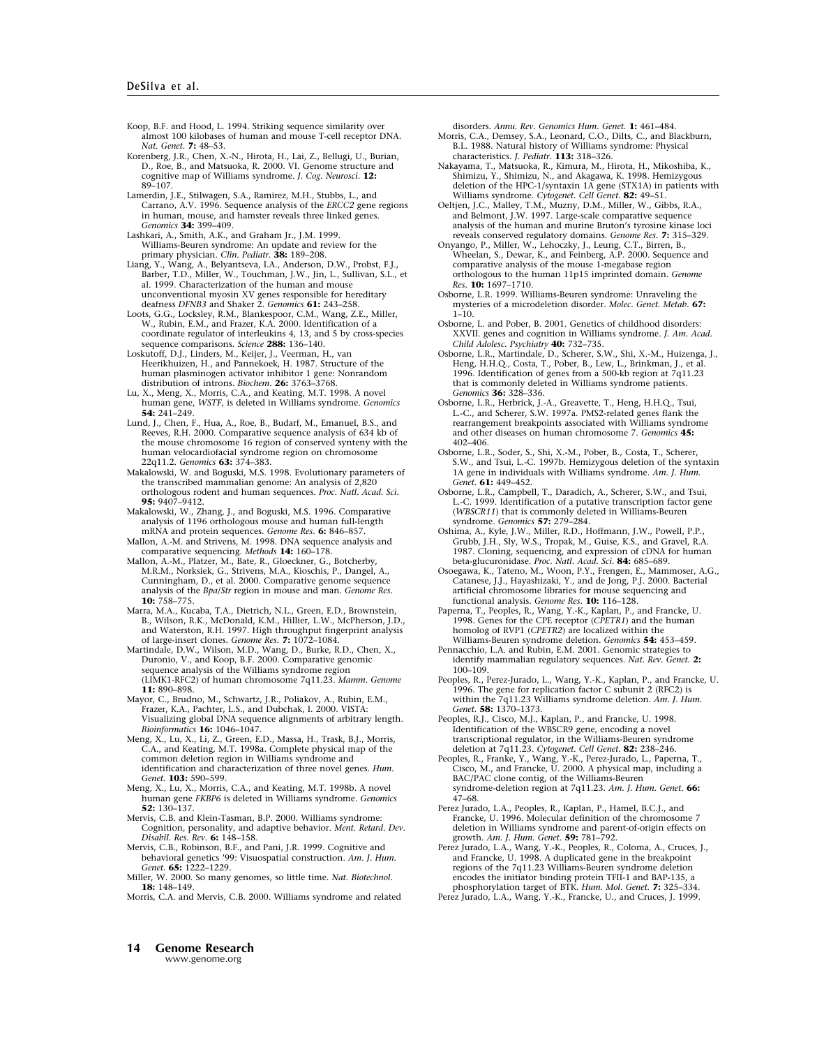Koop, B.F. and Hood, L. 1994. Striking sequence similarity over almost 100 kilobases of human and mouse T-cell receptor DNA. *Nat. Genet.* **7:** 48–53.

Korenberg, J.R., Chen, X.-N., Hirota, H., Lai, Z., Bellugi, U., Burian, D., Roe, B., and Matsuoka, R. 2000. VI. Genome structure and cognitive map of Williams syndrome. *J. Cog. Neurosci.* **12:** 89–107.

Lamerdin, J.E., Stilwagen, S.A., Ramirez, M.H., Stubbs, L., and Carrano, A.V. 1996. Sequence analysis of the *ERCC2* gene regions in human, mouse, and hamster reveals three linked genes. *Genomics* **34:** 399–409.

Lashkari, A., Smith, A.K., and Graham Jr., J.M. 1999. Williams-Beuren syndrome: An update and review for the primary physician. *Clin. Pediatr.* **38:** 189–208.

Liang, Y., Wang, A., Belyantseva, I.A., Anderson, D.W., Probst, F.J., Barber, T.D., Miller, W., Touchman, J.W., Jin, L., Sullivan, S.L., et al. 1999. Characterization of the human and mouse unconventional myosin XV genes responsible for hereditary deafness *DFNB3* and Shaker 2. *Genomics* **61:** 243–258.

Loots, G.G., Locksley, R.M., Blankespoor, C.M., Wang, Z.E., Miller, W., Rubin, E.M., and Frazer, K.A. 2000. Identification of a coordinate regulator of interleukins 4, 13, and 5 by cross-species sequence comparisons. *Science* **288:** 136–140.

Loskutoff, D.J., Linders, M., Keijer, J., Veerman, H., van Heerikhuizen, H., and Pannekoek, H. 1987. Structure of the human plasminogen activator inhibitor 1 gene: Nonrandom distribution of introns. *Biochem.* **26:** 3763–3768.

Lu, X., Meng, X., Morris, C.A., and Keating, M.T. 1998. A novel human gene, *WSTF*, is deleted in Williams syndrome. *Genomics* **54:** 241–249.

Lund, J., Chen, F., Hua, A., Roe, B., Budarf, M., Emanuel, B.S., and Reeves, R.H. 2000. Comparative sequence analysis of 634 kb of the mouse chromosome 16 region of conserved synteny with the human velocardiofacial syndrome region on chromosome 22q11.2. *Genomics* **63:** 374–383.

Makalowski, W. and Boguski, M.S. 1998. Evolutionary parameters of the transcribed mammalian genome: An analysis of 2,820 orthologous rodent and human sequences. *Proc. Natl. Acad. Sci.* **95:** 9407–9412.

Makalowski, W., Zhang, J., and Boguski, M.S. 1996. Comparative analysis of 1196 orthologous mouse and human full-length mRNA and protein sequences. *Genome Res.* **6:** 846–857.

Mallon, A.-M. and Strivens, M. 1998. DNA sequence analysis and comparative sequencing. *Methods* **14:** 160–178.

Mallon, A.-M., Platzer, M., Bate, R., Gloeckner, G., Botcherby, M.R.M., Norksiek, G., Strivens, M.A., Kioschis, P., Dangel, A., Cunningham, D., et al. 2000. Comparative genome sequence analysis of the *Bpa/Str* region in mouse and man. *Genome Res.* **10:** 758–775.

Marra, M.A., Kucaba, T.A., Dietrich, N.L., Green, E.D., Brownstein, B., Wilson, R.K., McDonald, K.M., Hillier, L.W., McPherson, J.D., and Waterston, R.H. 1997. High throughput fingerprint analysis of large-insert clones. *Genome Res.* **7:** 1072–1084.

Martindale, D.W., Wilson, M.D., Wang, D., Burke, R.D., Chen, X., Duronio, V., and Koop, B.F. 2000. Comparative genomic sequence analysis of the Williams syndrome region (LIMK1-RFC2) of human chromosome 7q11.23. *Mamm. Genome* **11:** 890–898.

Mayor, C., Brudno, M., Schwartz, J.R., Poliakov, A., Rubin, E.M., Frazer, K.A., Pachter, L.S., and Dubchak, I. 2000. VISTA: Visualizing global DNA sequence alignments of arbitrary length. *Bioinformatics* **16:** 1046–1047.

Meng, X., Lu, X., Li, Z., Green, E.D., Massa, H., Trask, B.J., Morris, C.A., and Keating, M.T. 1998a. Complete physical map of the common deletion region in Williams syndrome and identification and characterization of three novel genes. *Hum. Genet.* **103:** 590–599.

Meng, X., Lu, X., Morris, C.A., and Keating, M.T. 1998b. A novel human gene *FKBP6* is deleted in Williams syndrome. *Genomics* **52:** 130–137.

Mervis, C.B. and Klein-Tasman, B.P. 2000. Williams syndrome: Cognition, personality, and adaptive behavior. *Ment. Retard. Dev. Disabil. Res. Rev.* **6:** 148–158.

Mervis, C.B., Robinson, B.F., and Pani, J.R. 1999. Cognitive and behavioral genetics '99: Visuospatial construction. *Am. J. Hum. Genet.* **65:** 1222–1229.

Miller, W. 2000. So many genomes, so little time. *Nat. Biotechnol.* **18:** 148–149.

Morris, C.A. and Mervis, C.B. 2000. Williams syndrome and related disorders. *Annu. Rev. Genomics Hum. Genet.* **1:** 461–484.

Morris, C.A., Demsey, S.A., Leonard, C.O., Dilts, C., and Blackburn, B.L. 1988. Natural history of Williams syndrome: Physical characteristics. *J. Pediatr.* **113:** 318–326.

Nakayama, T., Matsuoka, R., Kimura, M., Hirota, H., Mikoshiba, K., Shimizu, Y., Shimizu, N., and Akagawa, K. 1998. Hemizygous deletion of the HPC-1/syntaxin 1A gene (STX1A) in patients with Williams syndrome. *Cytogenet. Cell Genet.* **82:** 49–51.

Oeltjen, J.C., Malley, T.M., Muzny, D.M., Miller, W., Gibbs, R.A., and Belmont, J.W. 1997. Large-scale comparative sequence analysis of the human and murine Bruton's tyrosine kinase loci reveals conserved regulatory domains. *Genome Res.* **7:** 315–329.

Onyango, P., Miller, W., Lehoczky, J., Leung, C.T., Birren, B., Wheelan, S., Dewar, K., and Feinberg, A.P. 2000. Sequence and comparative analysis of the mouse 1-megabase region orthologous to the human 11p15 imprinted domain. *Genome Res.* **10:** 1697–1710.

Osborne, L.R. 1999. Williams-Beuren syndrome: Unraveling the mysteries of a microdeletion disorder. *Molec. Genet. Metab.* **67:** 1–10.

Osborne, L. and Pober, B. 2001. Genetics of childhood disorders: XXVII. genes and cognition in Williams syndrome. *J. Am. Acad. Child Adolesc. Psychiatry* **40:** 732–735.

Osborne, L.R., Martindale, D., Scherer, S.W., Shi, X.-M., Huizenga, J., Heng, H.H.Q., Costa, T., Pober, B., Lew, L., Brinkman, J., et al. 1996. Identification of genes from a 500-kb region at 7q11.23 that is commonly deleted in Williams syndrome patients. *Genomics* **36:** 328–336.

Osborne, L.R., Herbrick, J.-A., Greavette, T., Heng, H.H.Q., Tsui, L.-C., and Scherer, S.W. 1997a. PMS2-related genes flank the rearrangement breakpoints associated with Williams syndrome and other diseases on human chromosome 7. *Genomics* **45:** 402–406.

Osborne, L.R., Soder, S., Shi, X.-M., Pober, B., Costa, T., Scherer, S.W., and Tsui, L.-C. 1997b. Hemizygous deletion of the syntaxin 1A gene in individuals with Williams syndrome. *Am. J. Hum. Genet.* **61:** 449–452.

Osborne, L.R., Campbell, T., Daradich, A., Scherer, S.W., and Tsui, L.-C. 1999. Identification of a putative transcription factor gene (*WBSCR11*) that is commonly deleted in Williams-Beuren syndrome. *Genomics* **57:** 279–284.

Oshima, A., Kyle, J.W., Miller, R.D., Hoffmann, J.W., Powell, P.P., Grubb, J.H., Sly, W.S., Tropak, M., Guise, K.S., and Gravel, R.A. 1987. Cloning, sequencing, and expression of cDNA for human beta-glucuronidase. *Proc. Natl. Acad. Sci.* **84:** 685–689.

Osoegawa, K., Tateno, M., Woon, P.Y., Frengen, E., Mammoser, A.G., Catanese, J.J., Hayashizaki, Y., and de Jong, P.J. 2000. Bacterial artificial chromosome libraries for mouse sequencing and functional analysis. *Genome Res.* **10:** 116–128.

Paperna, T., Peoples, R., Wang, Y.-K., Kaplan, P., and Francke, U. 1998. Genes for the CPE receptor (*CPETR1*) and the human homolog of RVP1 (*CPETR2*) are localized within the Williams-Beuren syndrome deletion. *Genomics* **54:** 453–459.

Pennacchio, L.A. and Rubin, E.M. 2001. Genomic strategies to identify mammalian regulatory sequences. *Nat. Rev. Genet.* **2:** 100–109.

Peoples, R., Perez-Jurado, L., Wang, Y.-K., Kaplan, P., and Francke, U. 1996. The gene for replication factor C subunit 2 (RFC2) is within the 7q11.23 Williams syndrome deletion. *Am. J. Hum. Genet.* **58:** 1370–1373.

Peoples, R.J., Cisco, M.J., Kaplan, P., and Francke, U. 1998. Identification of the WBSCR9 gene, encoding a novel transcriptional regulator, in the Williams-Beuren syndrome deletion at 7q11.23. *Cytogenet. Cell Genet.* **82:** 238–246.

Peoples, R., Franke, Y., Wang, Y.-K., Perez-Jurado, L., Paperna, T., Cisco, M., and Francke, U. 2000. A physical map, including a BAC/PAC clone contig, of the Williams-Beuren syndrome-deletion region at 7q11.23. *Am. J. Hum. Genet.* **66:** 47–68.

Perez Jurado, L.A., Peoples, R., Kaplan, P., Hamel, B.C.J., and Francke, U. 1996. Molecular definition of the chromosome 7 deletion in Williams syndrome and parent-of-origin effects on growth. *Am. J. Hum. Genet.* **59:** 781–792.

Perez Jurado, L.A., Wang, Y.-K., Peoples, R., Coloma, A., Cruces, J., and Francke, U. 1998. A duplicated gene in the breakpoint regions of the 7q11.23 Williams-Beuren syndrome deletion encodes the initiator binding protein TFII-1 and BAP-135, a phosphorylation target of BTK. *Hum. Mol. Genet.* **7:** 325–334.

Perez Jurado, L.A., Wang, Y.-K., Francke, U., and Cruces, J. 1999.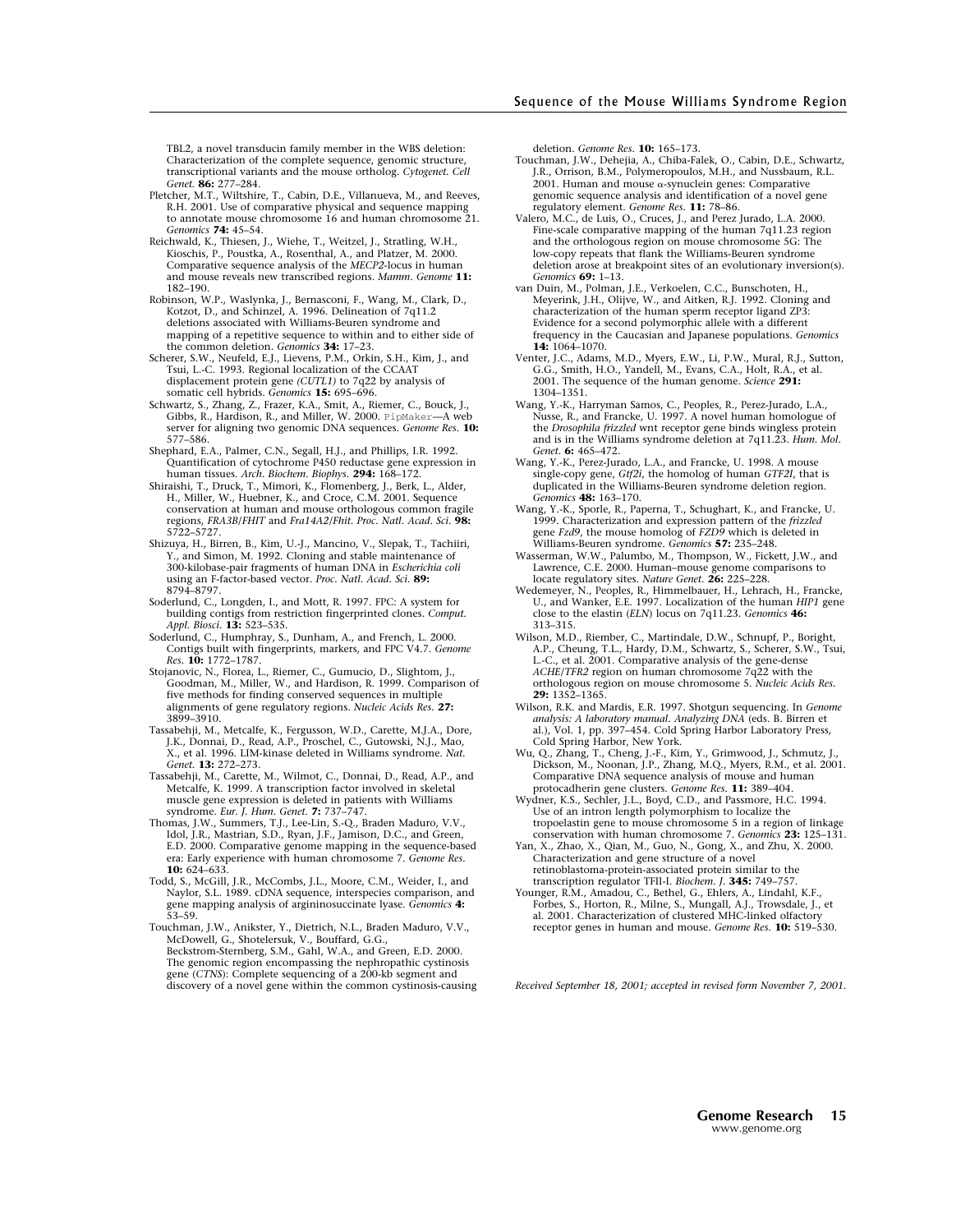TBL2, a novel transducin family member in the WBS deletion: Characterization of the complete sequence, genomic structure, transcriptional variants and the mouse ortholog. *Cytogenet. Cell Genet.* **86:** 277–284.

Pletcher, M.T., Wiltshire, T., Cabin, D.E., Villanueva, M., and Reeves, R.H. 2001. Use of comparative physical and sequence mapping to annotate mouse chromosome 16 and human chromosome 21. *Genomics* **74:** 45–54.

Reichwald, K., Thiesen, J., Wiehe, T., Weitzel, J., Stratling, W.H., Kioschis, P., Poustka, A., Rosenthal, A., and Platzer, M. 2000. Comparative sequence analysis of the *MECP2*-locus in human and mouse reveals new transcribed regions. *Mamm. Genome* **11:** 182–190.

Robinson, W.P., Waslynka, J., Bernasconi, F., Wang, M., Clark, D., Kotzot, D., and Schinzel, A. 1996. Delineation of 7q11.2 deletions associated with Williams-Beuren syndrome and mapping of a repetitive sequence to within and to either side of the common deletion. *Genomics* **34:** 17–23.

Scherer, S.W., Neufeld, E.J., Lievens, P.M., Orkin, S.H., Kim, J., and Tsui, L.-C. 1993. Regional localization of the CCAAT displacement protein gene *(CUTL1)* to 7q22 by analysis of somatic cell hybrids. *Genomics* **15:** 695–696.

Schwartz, S., Zhang, Z., Frazer, K.A., Smit, A., Riemer, C., Bouck, J., Gibbs, R., Hardison, R., and Miller, W. 2000. PipMaker—A web server for aligning two genomic DNA sequences. *Genome Res.* **10:** 577–586.

Shephard, E.A., Palmer, C.N., Segall, H.J., and Phillips, I.R. 1992. Quantification of cytochrome P450 reductase gene expression in human tissues. *Arch. Biochem. Biophys.* **294:** 168–172.

Shiraishi, T., Druck, T., Mimori, K., Flomenberg, J., Berk, L., Alder, H., Miller, W., Huebner, K., and Croce, C.M. 2001. Sequence conservation at human and mouse orthologous common fragile regions, *FRA3B/FHIT* and *Fra14A2/Fhit*. *Proc. Natl. Acad. Sci.* **98:** 5722–5727.

Shizuya, H., Birren, B., Kim, U.-J., Mancino, V., Slepak, T., Tachiiri, Y., and Simon, M. 1992. Cloning and stable maintenance of 300-kilobase-pair fragments of human DNA in *Escherichia coli* using an F-factor-based vector. *Proc. Natl. Acad. Sci.* **89:** 8794–8797.

Soderlund, C., Longden, I., and Mott, R. 1997. FPC: A system for building contigs from restriction fingerprinted clones. *Comput. Appl. Biosci.* **13:** 523–535.

Soderlund, C., Humphray, S., Dunham, A., and French, L. 2000. Contigs built with fingerprints, markers, and FPC V4.7. *Genome Res.* **10:** 1772–1787.

Stojanovic, N., Florea, L., Riemer, C., Gumucio, D., Slightom, J., Goodman, M., Miller, W., and Hardison, R. 1999. Comparison of five methods for finding conserved sequences in multiple alignments of gene regulatory regions. *Nucleic Acids Res.* **27:** 3899–3910.

Tassabehji, M., Metcalfe, K., Fergusson, W.D., Carette, M.J.A., Dore, J.K., Donnai, D., Read, A.P., Proschel, C., Gutowski, N.J., Mao, X., et al. 1996. LIM-kinase deleted in Williams syndrome. *Nat. Genet.* **13:** 272–273.

Tassabehji, M., Carette, M., Wilmot, C., Donnai, D., Read, A.P., and Metcalfe, K. 1999. A transcription factor involved in skeletal muscle gene expression is deleted in patients with Williams syndrome. *Eur. J. Hum. Genet.* **7:** 737–747.

Thomas, J.W., Summers, T.J., Lee-Lin, S.-Q., Braden Maduro, V.V., Idol, J.R., Mastrian, S.D., Ryan, J.F., Jamison, D.C., and Green, E.D. 2000. Comparative genome mapping in the sequence-based era: Early experience with human chromosome 7. *Genome Res.* **10:** 624–633.

Todd, S., McGill, J.R., McCombs, J.L., Moore, C.M., Weider, I., and Naylor, S.L. 1989. cDNA sequence, interspecies comparison, and gene mapping analysis of argininosuccinate lyase. *Genomics* **4:** 53–59.

Touchman, J.W., Anikster, Y., Dietrich, N.L., Braden Maduro, V.V., McDowell, G., Shotelersuk, V., Bouffard, G.G., Beckstrom-Sternberg, S.M., Gahl, W.A., and Green, E.D. 2000. The genomic region encompassing the nephropathic cystinosis gene (*CTNS*): Complete sequencing of a 200-kb segment and discovery of a novel gene within the common cystinosis-causing deletion. *Genome Res.* **10:** 165–173.

Touchman, J.W., Dehejia, A., Chiba-Falek, O., Cabin, D.E., Schwartz, J.R., Orrison, B.M., Polymeropoulos, M.H., and Nussbaum, R.L. 2001. Human and mouse α-synuclein genes: Comparative genomic sequence analysis and identification of a novel gene regulatory element. *Genome Res.* **11:** 78–86.

Valero, M.C., de Luis, O., Cruces, J., and Perez Jurado, L.A. 2000. Fine-scale comparative mapping of the human 7q11.23 region and the orthologous region on mouse chromosome 5G: The low-copy repeats that flank the Williams-Beuren syndrome deletion arose at breakpoint sites of an evolutionary inversion(s). *Genomics* **69:** 1–13.

van Duin, M., Polman, J.E., Verkoelen, C.C., Bunschoten, H., Meyerink, J.H., Olijve, W., and Aitken, R.J. 1992. Cloning and characterization of the human sperm receptor ligand ZP3: Evidence for a second polymorphic allele with a different frequency in the Caucasian and Japanese populations. *Genomics* **14:** 1064–1070.

Venter, J.C., Adams, M.D., Myers, E.W., Li, P.W., Mural, R.J., Sutton, G.G., Smith, H.O., Yandell, M., Evans, C.A., Holt, R.A., et al. 2001. The sequence of the human genome. *Science* **291:** 1304–1351.

Wang, Y.-K., Harryman Samos, C., Peoples, R., Perez-Jurado, L.A., Nusse, R., and Francke, U. 1997. A novel human homologue of the *Drosophila frizzled* wnt receptor gene binds wingless protein and is in the Williams syndrome deletion at 7q11.23. *Hum. Mol. Genet.* **6:** 465–472.

Wang, Y.-K., Perez-Jurado, L.A., and Francke, U. 1998. A mouse single-copy gene, *Gtf2i*, the homolog of human *GTF2I*, that is duplicated in the Williams-Beuren syndrome deletion region. *Genomics* **48:** 163–170.

Wang, Y.-K., Sporle, R., Paperna, T., Schughart, K., and Francke, U. 1999. Characterization and expression pattern of the *frizzled* gene *Fzd9*, the mouse homolog of *FZD9* which is deleted in Williams-Beuren syndrome. *Genomics* **57:** 235–248.

Wasserman, W.W., Palumbo, M., Thompson, W., Fickett, J.W., and Lawrence, C.E. 2000. Human–mouse genome comparisons to locate regulatory sites. *Nature Genet.* **26:** 225–228.

Wedemeyer, N., Peoples, R., Himmelbauer, H., Lehrach, H., Francke, U., and Wanker, E.E. 1997. Localization of the human *HIP1* gene close to the elastin (*ELN*) locus on 7q11.23. *Genomics* **46:** 313–315.

Wilson, M.D., Riember, C., Martindale, D.W., Schnupf, P., Boright, A.P., Cheung, T.L., Hardy, D.M., Schwartz, S., Scherer, S.W., Tsui, L.-C., et al. 2001. Comparative analysis of the gene-dense *ACHE/TFR2* region on human chromosome 7q22 with the orthologous region on mouse chromosome 5. *Nucleic Acids Res.* **29:** 1352–1365.

Wilson, R.K. and Mardis, E.R. 1997. Shotgun sequencing. In *Genome analysis: A laboratory manual. Analyzing DNA* (eds. B. Birren et al.), Vol. 1, pp. 397–454. Cold Spring Harbor Laboratory Press, Cold Spring Harbor, New York.

Wu, Q., Zhang, T., Cheng, J.-F., Kim, Y., Grimwood, J., Schmutz, J., Dickson, M., Noonan, J.P., Zhang, M.Q., Myers, R.M., et al. 2001. Comparative DNA sequence analysis of mouse and human protocadherin gene clusters. *Genome Res.* **11:** 389–404.

Wydner, K.S., Sechler, J.L., Boyd, C.D., and Passmore, H.C. 1994. Use of an intron length polymorphism to localize the tropoelastin gene to mouse chromosome 5 in a region of linkage conservation with human chromosome 7. *Genomics* **23:** 125–131.

Yan, X., Zhao, X., Qian, M., Guo, N., Gong, X., and Zhu, X. 2000. Characterization and gene structure of a novel retinoblastoma-protein-associated protein similar to the transcription regulator TFII-I. *Biochem. J.* **345:** 749–757.

Younger, R.M., Amadou, C., Bethel, G., Ehlers, A., Lindahl, K.F., Forbes, S., Horton, R., Milne, S., Mungall, A.J., Trowsdale, J., et al. 2001. Characterization of clustered MHC-linked olfactory receptor genes in human and mouse. *Genome Res.* **10:** 519–530.

*Received September 18, 2001; accepted in revised form November 7, 2001.*